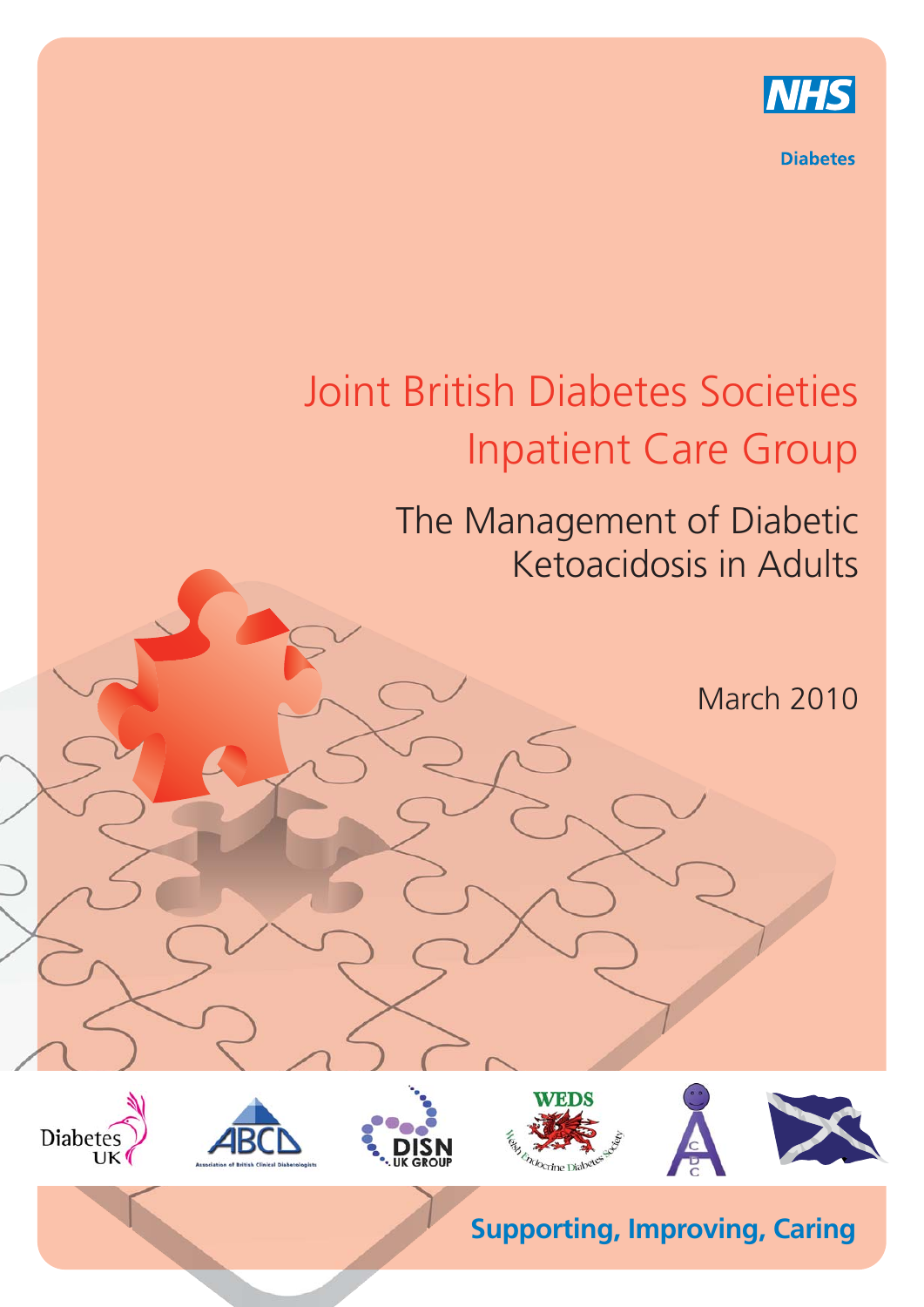NHS

Diabetes

# Joint British Diabetes Societies Inpatient Care Group

## The Management of Diabetic Ketoacidosis in Adults

March 2010

Supporting, Improving, Caring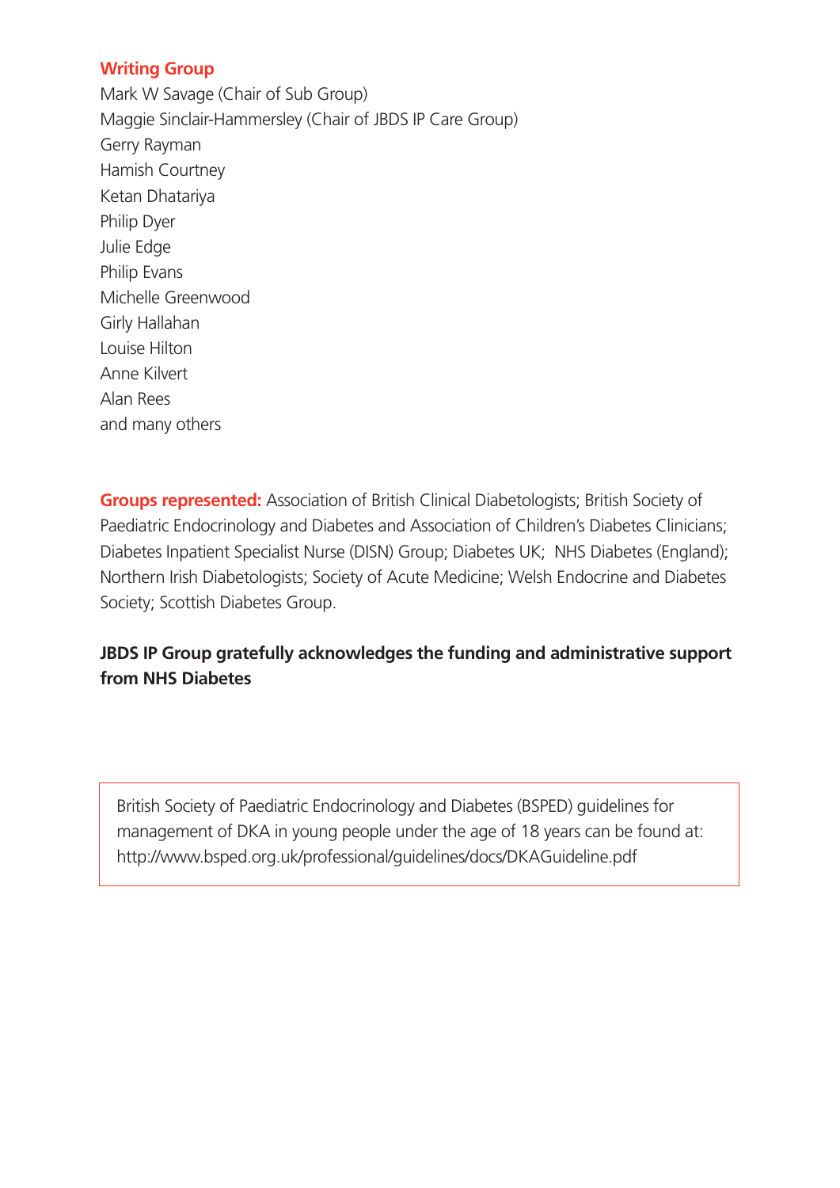## Writing Group

Mark W Savage (Chair of Sub Group)
Maggie Sinclair-Hammersley (Chair of JBDS IP Care Group)
Gerry Rayman
Hamish Courtney
Ketan Dhatariya
Philip Dyer
Julie Edge
Philip Evans
Michelle Greenwood
Girly Hallahan
Louise Hilton
Anne Kilvert
Alan Rees
and many others

**Groups represented:** Association of British Clinical Diabetologists; British Society of Paediatric Endocrinology and Diabetes and Association of Children's Diabetes Clinicians; Diabetes Inpatient Specialist Nurse (DISN) Group; Diabetes UK; NHS Diabetes (England); Northern Irish Diabetologists; Society of Acute Medicine; Welsh Endocrine and Diabetes Society; Scottish Diabetes Group.

**JBDS IP Group gratefully acknowledges the funding and administrative support from NHS Diabetes**

British Society of Paediatric Endocrinology and Diabetes (BSPED) guidelines for management of DKA in young people under the age of 18 years can be found at: http://www.bsped.org.uk/professional/guidelines/docs/DKAGuideline.pdf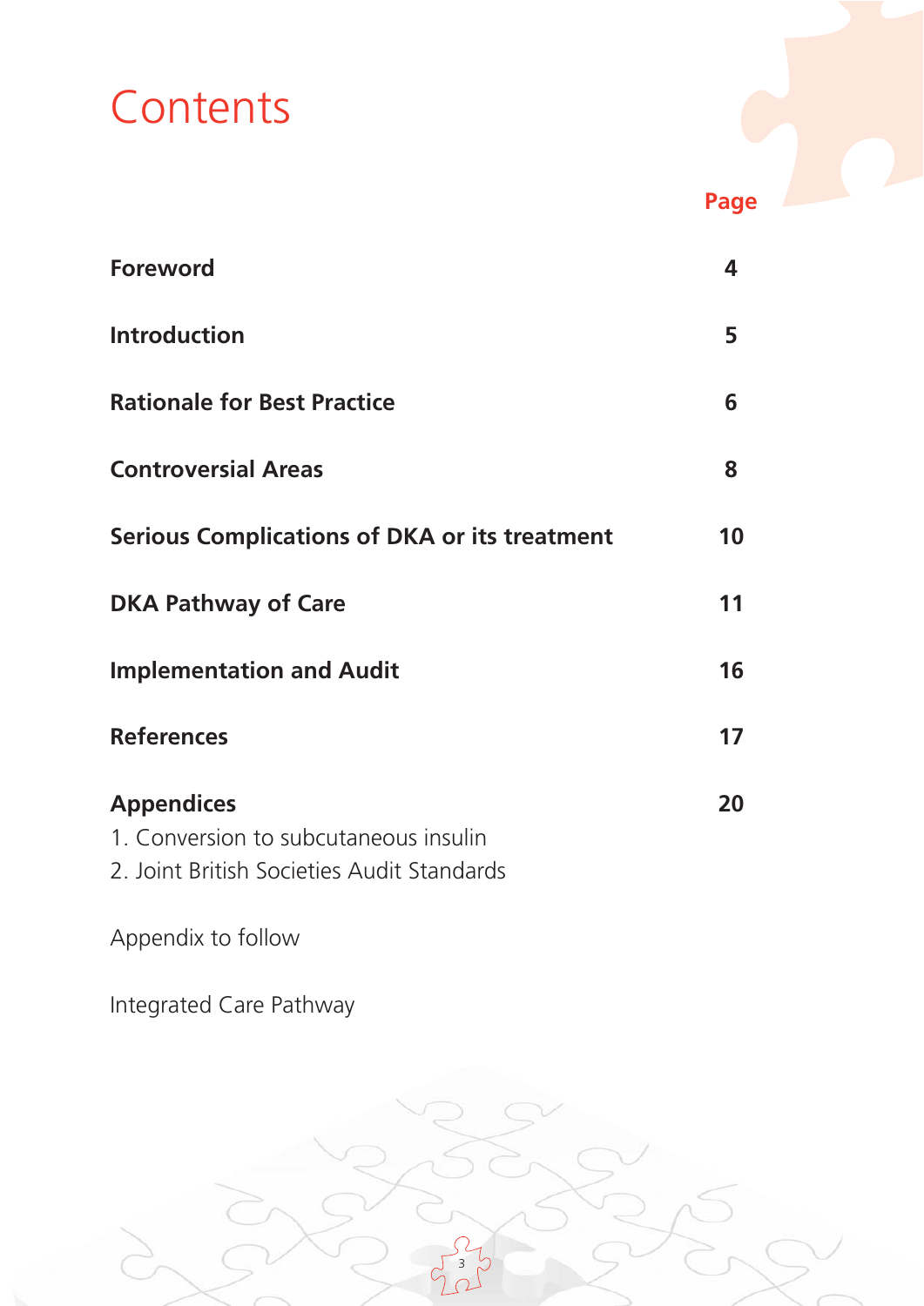# Contents

| | Page |
|---|---|
| **Foreword** | **4** |
| **Introduction** | **5** |
| **Rationale for Best Practice** | **6** |
| **Controversial Areas** | **8** |
| **Serious Complications of DKA or its treatment** | **10** |
| **DKA Pathway of Care** | **11** |
| **Implementation and Audit** | **16** |
| **References** | **17** |
| **Appendices**<br>1. Conversion to subcutaneous insulin<br>2. Joint British Societies Audit Standards | **20** |

Appendix to follow

Integrated Care Pathway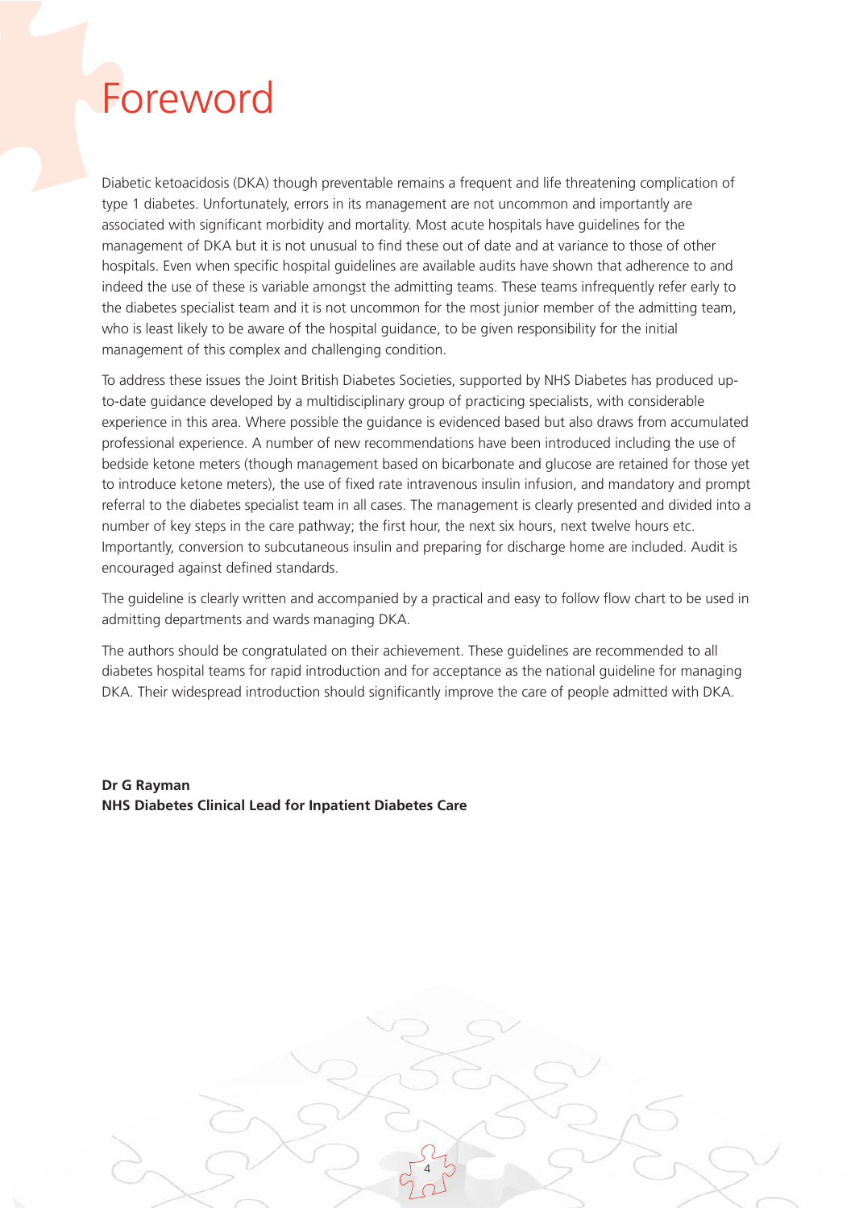# Foreword

Diabetic ketoacidosis (DKA) though preventable remains a frequent and life threatening complication of type 1 diabetes. Unfortunately, errors in its management are not uncommon and importantly are associated with significant morbidity and mortality. Most acute hospitals have guidelines for the management of DKA but it is not unusual to find these out of date and at variance to those of other hospitals. Even when specific hospital guidelines are available audits have shown that adherence to and indeed the use of these is variable amongst the admitting teams. These teams infrequently refer early to the diabetes specialist team and it is not uncommon for the most junior member of the admitting team, who is least likely to be aware of the hospital guidance, to be given responsibility for the initial management of this complex and challenging condition.

To address these issues the Joint British Diabetes Societies, supported by NHS Diabetes has produced up-to-date guidance developed by a multidisciplinary group of practicing specialists, with considerable experience in this area. Where possible the guidance is evidenced based but also draws from accumulated professional experience. A number of new recommendations have been introduced including the use of bedside ketone meters (though management based on bicarbonate and glucose are retained for those yet to introduce ketone meters), the use of fixed rate intravenous insulin infusion, and mandatory and prompt referral to the diabetes specialist team in all cases. The management is clearly presented and divided into a number of key steps in the care pathway; the first hour, the next six hours, next twelve hours etc. Importantly, conversion to subcutaneous insulin and preparing for discharge home are included. Audit is encouraged against defined standards.

The guideline is clearly written and accompanied by a practical and easy to follow flow chart to be used in admitting departments and wards managing DKA.

The authors should be congratulated on their achievement. These guidelines are recommended to all diabetes hospital teams for rapid introduction and for acceptance as the national guideline for managing DKA. Their widespread introduction should significantly improve the care of people admitted with DKA.

**Dr G Rayman**
**NHS Diabetes Clinical Lead for Inpatient Diabetes Care**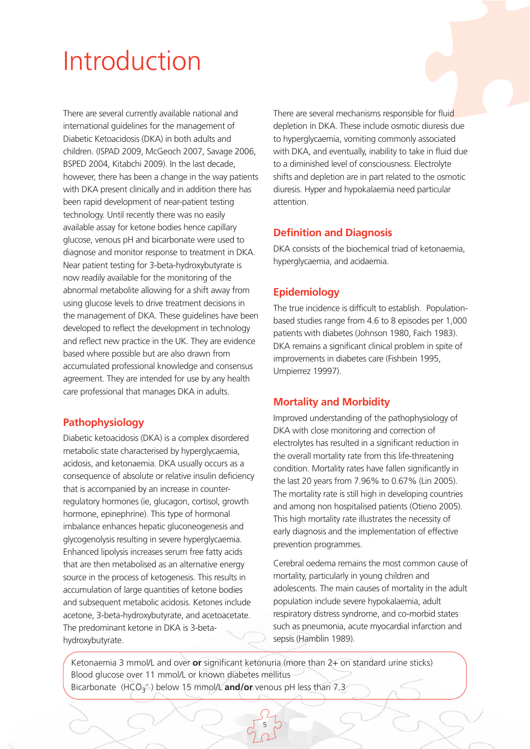# Introduction

There are several currently available national and international guidelines for the management of Diabetic Ketoacidosis (DKA) in both adults and children. (ISPAD 2009, McGeoch 2007, Savage 2006, BSPED 2004, Kitabchi 2009). In the last decade, however, there has been a change in the way patients with DKA present clinically and in addition there has been rapid development of near-patient testing technology. Until recently there was no easily available assay for ketone bodies hence capillary glucose, venous pH and bicarbonate were used to diagnose and monitor response to treatment in DKA. Near patient testing for 3-beta-hydroxybutyrate is now readily available for the monitoring of the abnormal metabolite allowing for a shift away from using glucose levels to drive treatment decisions in the management of DKA. These guidelines have been developed to reflect the development in technology and reflect new practice in the UK. They are evidence based where possible but are also drawn from accumulated professional knowledge and consensus agreement. They are intended for use by any health care professional that manages DKA in adults.

## Pathophysiology

Diabetic ketoacidosis (DKA) is a complex disordered metabolic state characterised by hyperglycaemia, acidosis, and ketonaemia. DKA usually occurs as a consequence of absolute or relative insulin deficiency that is accompanied by an increase in counter-regulatory hormones (ie, glucagon, cortisol, growth hormone, epinephrine). This type of hormonal imbalance enhances hepatic gluconeogenesis and glycogenolysis resulting in severe hyperglycaemia. Enhanced lipolysis increases serum free fatty acids that are then metabolised as an alternative energy source in the process of ketogenesis. This results in accumulation of large quantities of ketone bodies and subsequent metabolic acidosis. Ketones include acetone, 3-beta-hydroxybutyrate, and acetoacetate. The predominant ketone in DKA is 3-beta-hydroxybutyrate.

There are several mechanisms responsible for fluid depletion in DKA. These include osmotic diuresis due to hyperglycaemia, vomiting commonly associated with DKA, and eventually, inability to take in fluid due to a diminished level of consciousness. Electrolyte shifts and depletion are in part related to the osmotic diuresis. Hyper and hypokalaemia need particular attention.

## Definition and Diagnosis

DKA consists of the biochemical triad of ketonaemia, hyperglycaemia, and acidaemia.

## Epidemiology

The true incidence is difficult to establish. Population-based studies range from 4.6 to 8 episodes per 1,000 patients with diabetes (Johnson 1980, Faich 1983). DKA remains a significant clinical problem in spite of improvements in diabetes care (Fishbein 1995, Umpierrez 19997).

## Mortality and Morbidity

Improved understanding of the pathophysiology of DKA with close monitoring and correction of electrolytes has resulted in a significant reduction in the overall mortality rate from this life-threatening condition. Mortality rates have fallen significantly in the last 20 years from 7.96% to 0.67% (Lin 2005). The mortality rate is still high in developing countries and among non hospitalised patients (Otieno 2005). This high mortality rate illustrates the necessity of early diagnosis and the implementation of effective prevention programmes.

Cerebral oedema remains the most common cause of mortality, particularly in young children and adolescents. The main causes of mortality in the adult population include severe hypokalaemia, adult respiratory distress syndrome, and co-morbid states such as pneumonia, acute myocardial infarction and sepsis (Hamblin 1989).

Ketonaemia 3 mmol/L and over **or** significant ketonuria (more than 2+ on standard urine sticks)
Blood glucose over 11 mmol/L or known diabetes mellitus
Bicarbonate ($HCO_3^-$) below 15 mmol/L **and/or** venous pH less than 7.3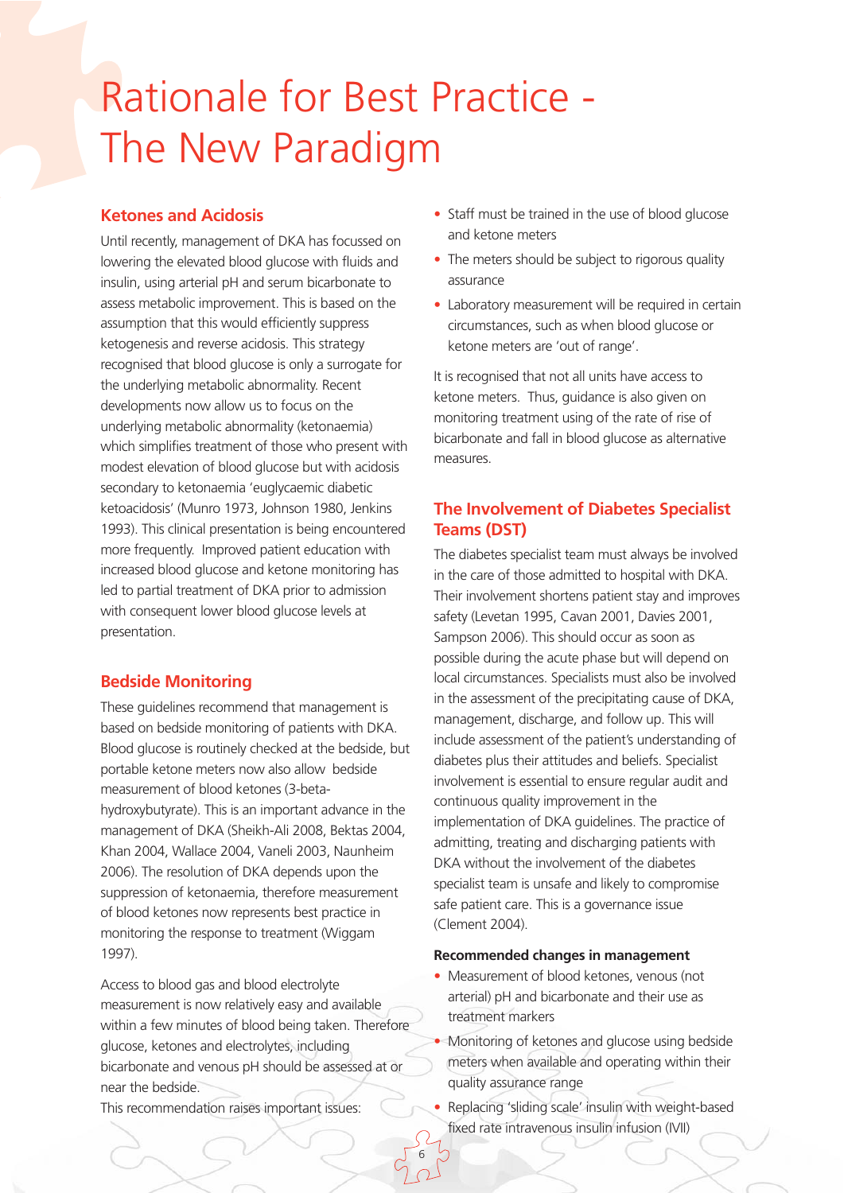# Rationale for Best Practice - The New Paradigm

## Ketones and Acidosis

Until recently, management of DKA has focussed on lowering the elevated blood glucose with fluids and insulin, using arterial pH and serum bicarbonate to assess metabolic improvement. This is based on the assumption that this would efficiently suppress ketogenesis and reverse acidosis. This strategy recognised that blood glucose is only a surrogate for the underlying metabolic abnormality. Recent developments now allow us to focus on the underlying metabolic abnormality (ketonaemia) which simplifies treatment of those who present with modest elevation of blood glucose but with acidosis secondary to ketonaemia 'euglycaemic diabetic ketoacidosis' (Munro 1973, Johnson 1980, Jenkins 1993). This clinical presentation is being encountered more frequently. Improved patient education with increased blood glucose and ketone monitoring has led to partial treatment of DKA prior to admission with consequent lower blood glucose levels at presentation.

## Bedside Monitoring

These guidelines recommend that management is based on bedside monitoring of patients with DKA. Blood glucose is routinely checked at the bedside, but portable ketone meters now also allow bedside measurement of blood ketones (3-beta-hydroxybutyrate). This is an important advance in the management of DKA (Sheikh-Ali 2008, Bektas 2004, Khan 2004, Wallace 2004, Vaneli 2003, Naunheim 2006). The resolution of DKA depends upon the suppression of ketonaemia, therefore measurement of blood ketones now represents best practice in monitoring the response to treatment (Wiggam 1997).

Access to blood gas and blood electrolyte measurement is now relatively easy and available within a few minutes of blood being taken. Therefore glucose, ketones and electrolytes, including bicarbonate and venous pH should be assessed at or near the bedside.

This recommendation raises important issues:

- Staff must be trained in the use of blood glucose and ketone meters
- The meters should be subject to rigorous quality assurance
- Laboratory measurement will be required in certain circumstances, such as when blood glucose or ketone meters are 'out of range'.

It is recognised that not all units have access to ketone meters. Thus, guidance is also given on monitoring treatment using of the rate of rise of bicarbonate and fall in blood glucose as alternative measures.

## The Involvement of Diabetes Specialist Teams (DST)

The diabetes specialist team must always be involved in the care of those admitted to hospital with DKA. Their involvement shortens patient stay and improves safety (Levetan 1995, Cavan 2001, Davies 2001, Sampson 2006). This should occur as soon as possible during the acute phase but will depend on local circumstances. Specialists must also be involved in the assessment of the precipitating cause of DKA, management, discharge, and follow up. This will include assessment of the patient's understanding of diabetes plus their attitudes and beliefs. Specialist involvement is essential to ensure regular audit and continuous quality improvement in the implementation of DKA guidelines. The practice of admitting, treating and discharging patients with DKA without the involvement of the diabetes specialist team is unsafe and likely to compromise safe patient care. This is a governance issue (Clement 2004).

**Recommended changes in management**

- Measurement of blood ketones, venous (not arterial) pH and bicarbonate and their use as treatment markers
- Monitoring of ketones and glucose using bedside meters when available and operating within their quality assurance range
- Replacing 'sliding scale' insulin with weight-based fixed rate intravenous insulin infusion (IVII)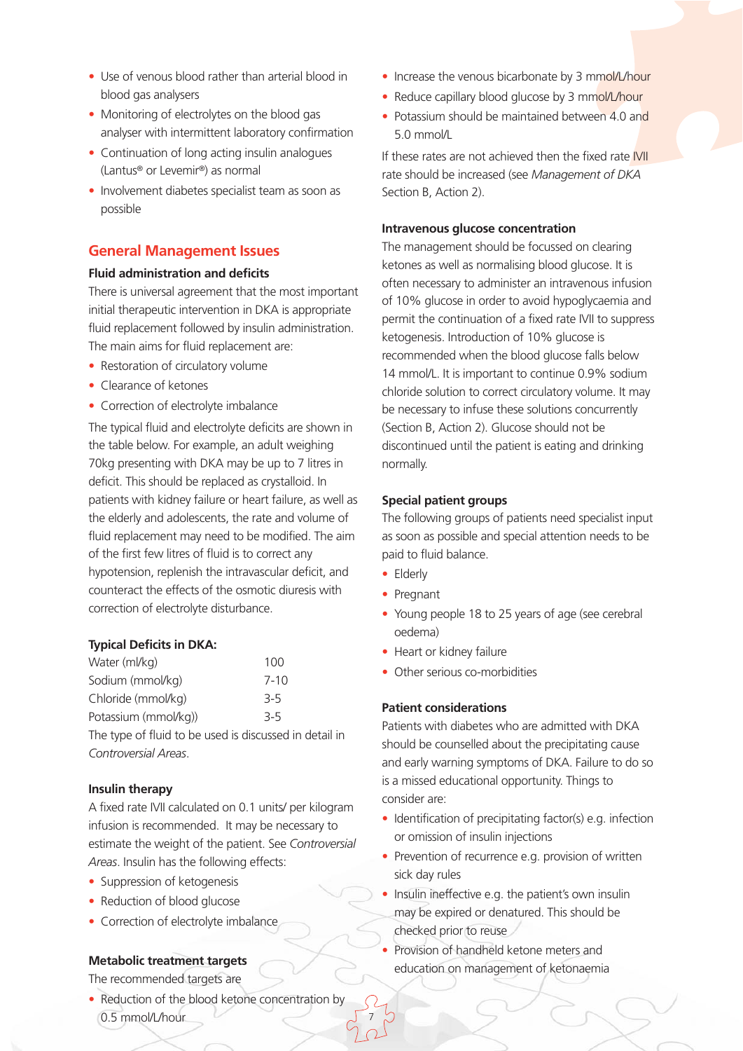- Use of venous blood rather than arterial blood in blood gas analysers
- Monitoring of electrolytes on the blood gas analyser with intermittent laboratory confirmation
- Continuation of long acting insulin analogues (Lantus® or Levemir®) as normal
- Involvement diabetes specialist team as soon as possible

## General Management Issues

### Fluid administration and deficits

There is universal agreement that the most important initial therapeutic intervention in DKA is appropriate fluid replacement followed by insulin administration. The main aims for fluid replacement are:

- Restoration of circulatory volume
- Clearance of ketones
- Correction of electrolyte imbalance

The typical fluid and electrolyte deficits are shown in the table below. For example, an adult weighing 70kg presenting with DKA may be up to 7 litres in deficit. This should be replaced as crystalloid. In patients with kidney failure or heart failure, as well as the elderly and adolescents, the rate and volume of fluid replacement may need to be modified. The aim of the first few litres of fluid is to correct any hypotension, replenish the intravascular deficit, and counteract the effects of the osmotic diuresis with correction of electrolyte disturbance.

**Typical Deficits in DKA:**

| | |
|---|---|
| Water (ml/kg) | 100 |
| Sodium (mmol/kg) | 7-10 |
| Chloride (mmol/kg) | 3-5 |
| Potassium (mmol/kg)) | 3-5 |

The type of fluid to be used is discussed in detail in *Controversial Areas*.

### Insulin therapy

A fixed rate IVII calculated on 0.1 units/ per kilogram infusion is recommended. It may be necessary to estimate the weight of the patient. See *Controversial Areas*. Insulin has the following effects:

- Suppression of ketogenesis
- Reduction of blood glucose
- Correction of electrolyte imbalance

### Metabolic treatment targets

The recommended targets are

- Reduction of the blood ketone concentration by 0.5 mmol/L/hour
- Increase the venous bicarbonate by 3 mmol/L/hour
- Reduce capillary blood glucose by 3 mmol/L/hour
- Potassium should be maintained between 4.0 and 5.0 mmol/L

If these rates are not achieved then the fixed rate IVII rate should be increased (see *Management of DKA* Section B, Action 2).

### Intravenous glucose concentration

The management should be focussed on clearing ketones as well as normalising blood glucose. It is often necessary to administer an intravenous infusion of 10% glucose in order to avoid hypoglycaemia and permit the continuation of a fixed rate IVII to suppress ketogenesis. Introduction of 10% glucose is recommended when the blood glucose falls below 14 mmol/L. It is important to continue 0.9% sodium chloride solution to correct circulatory volume. It may be necessary to infuse these solutions concurrently (Section B, Action 2). Glucose should not be discontinued until the patient is eating and drinking normally.

### Special patient groups

The following groups of patients need specialist input as soon as possible and special attention needs to be paid to fluid balance.

- Elderly
- Pregnant
- Young people 18 to 25 years of age (see cerebral oedema)
- Heart or kidney failure
- Other serious co-morbidities

### Patient considerations

Patients with diabetes who are admitted with DKA should be counselled about the precipitating cause and early warning symptoms of DKA. Failure to do so is a missed educational opportunity. Things to consider are:

- Identification of precipitating factor(s) e.g. infection or omission of insulin injections
- Prevention of recurrence e.g. provision of written sick day rules
- Insulin ineffective e.g. the patient's own insulin may be expired or denatured. This should be checked prior to reuse
- Provision of handheld ketone meters and education on management of ketonaemia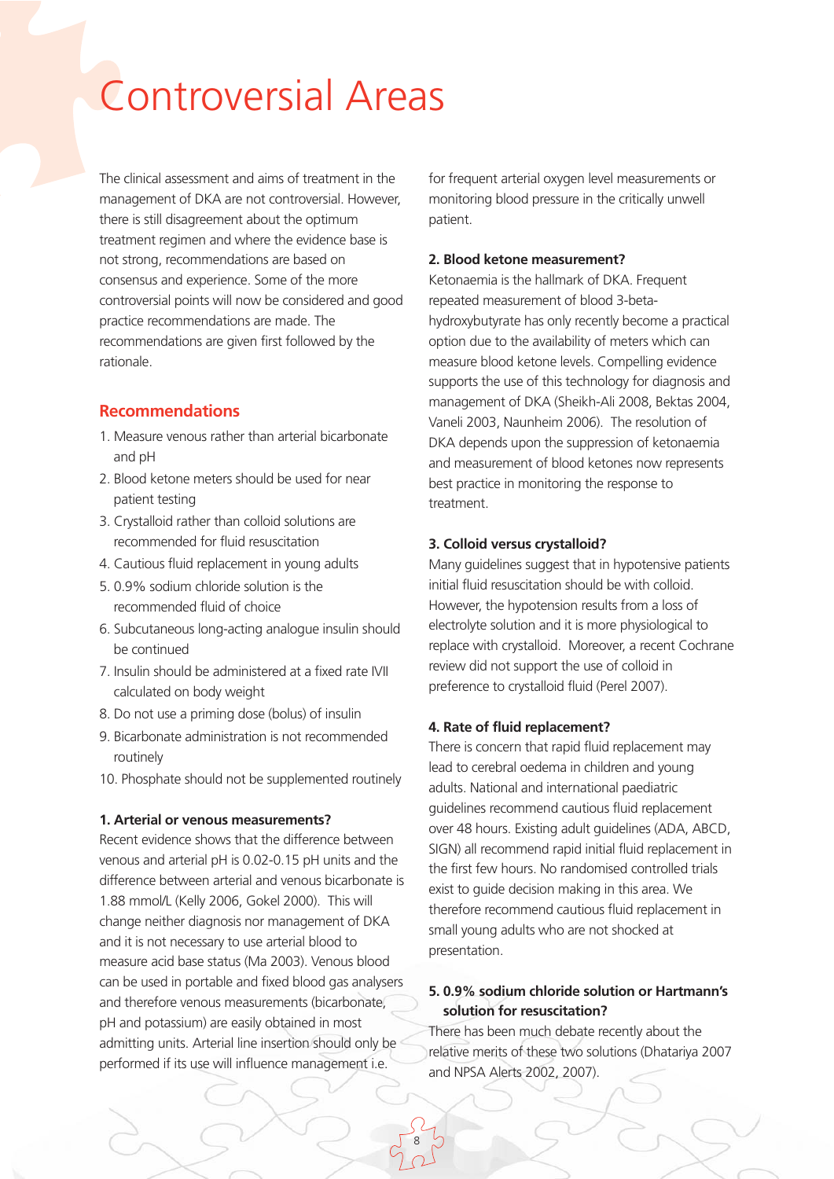# Controversial Areas

The clinical assessment and aims of treatment in the management of DKA are not controversial. However, there is still disagreement about the optimum treatment regimen and where the evidence base is not strong, recommendations are based on consensus and experience. Some of the more controversial points will now be considered and good practice recommendations are made. The recommendations are given first followed by the rationale.

## Recommendations

1. Measure venous rather than arterial bicarbonate and pH
2. Blood ketone meters should be used for near patient testing
3. Crystalloid rather than colloid solutions are recommended for fluid resuscitation
4. Cautious fluid replacement in young adults
5. 0.9% sodium chloride solution is the recommended fluid of choice
6. Subcutaneous long-acting analogue insulin should be continued
7. Insulin should be administered at a fixed rate IVII calculated on body weight
8. Do not use a priming dose (bolus) of insulin
9. Bicarbonate administration is not recommended routinely
10. Phosphate should not be supplemented routinely

### 1. Arterial or venous measurements?

Recent evidence shows that the difference between venous and arterial pH is 0.02-0.15 pH units and the difference between arterial and venous bicarbonate is 1.88 mmol/L (Kelly 2006, Gokel 2000). This will change neither diagnosis nor management of DKA and it is not necessary to use arterial blood to measure acid base status (Ma 2003). Venous blood can be used in portable and fixed blood gas analysers and therefore venous measurements (bicarbonate, pH and potassium) are easily obtained in most admitting units. Arterial line insertion should only be performed if its use will influence management i.e. for frequent arterial oxygen level measurements or monitoring blood pressure in the critically unwell patient.

### 2. Blood ketone measurement?

Ketonaemia is the hallmark of DKA. Frequent repeated measurement of blood 3-beta-hydroxybutyrate has only recently become a practical option due to the availability of meters which can measure blood ketone levels. Compelling evidence supports the use of this technology for diagnosis and management of DKA (Sheikh-Ali 2008, Bektas 2004, Vaneli 2003, Naunheim 2006). The resolution of DKA depends upon the suppression of ketonaemia and measurement of blood ketones now represents best practice in monitoring the response to treatment.

### 3. Colloid versus crystalloid?

Many guidelines suggest that in hypotensive patients initial fluid resuscitation should be with colloid. However, the hypotension results from a loss of electrolyte solution and it is more physiological to replace with crystalloid. Moreover, a recent Cochrane review did not support the use of colloid in preference to crystalloid fluid (Perel 2007).

### 4. Rate of fluid replacement?

There is concern that rapid fluid replacement may lead to cerebral oedema in children and young adults. National and international paediatric guidelines recommend cautious fluid replacement over 48 hours. Existing adult guidelines (ADA, ABCD, SIGN) all recommend rapid initial fluid replacement in the first few hours. No randomised controlled trials exist to guide decision making in this area. We therefore recommend cautious fluid replacement in small young adults who are not shocked at presentation.

### 5. 0.9% sodium chloride solution or Hartmann's solution for resuscitation?

There has been much debate recently about the relative merits of these two solutions (Dhatariya 2007 and NPSA Alerts 2002, 2007).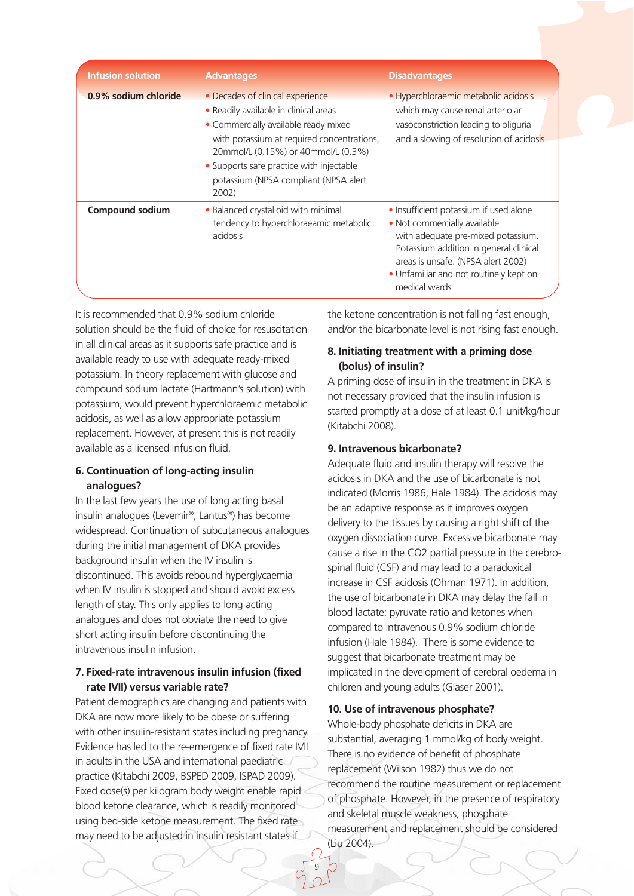| Infusion solution | Advantages | Disadvantages |
|---|---|---|
| **0.9% sodium chloride** | • Decades of clinical experience<br>• Readily available in clinical areas<br>• Commercially available ready mixed with potassium at required concentrations, 20mmol/L (0.15%) or 40mmol/L (0.3%)<br>• Supports safe practice with injectable potassium (NPSA compliant (NPSA alert 2002) | • Hyperchloraemic metabolic acidosis which may cause renal arteriolar vasoconstriction leading to oliguria and a slowing of resolution of acidosis |
| **Compound sodium** | • Balanced crystalloid with minimal tendency to hyperchloraeamic metabolic acidosis | • Insufficient potassium if used alone<br>• Not commercially available with adequate pre-mixed potassium. Potassium addition in general clinical areas is unsafe. (NPSA alert 2002)<br>• Unfamiliar and not routinely kept on medical wards |

It is recommended that 0.9% sodium chloride solution should be the fluid of choice for resuscitation in all clinical areas as it supports safe practice and is available ready to use with adequate ready-mixed potassium. In theory replacement with glucose and compound sodium lactate (Hartmann's solution) with potassium, would prevent hyperchloraemic metabolic acidosis, as well as allow appropriate potassium replacement. However, at present this is not readily available as a licensed infusion fluid.

### 6. Continuation of long-acting insulin analogues?

In the last few years the use of long acting basal insulin analogues (Levemir®, Lantus®) has become widespread. Continuation of subcutaneous analogues during the initial management of DKA provides background insulin when the IV insulin is discontinued. This avoids rebound hyperglycaemia when IV insulin is stopped and should avoid excess length of stay. This only applies to long acting analogues and does not obviate the need to give short acting insulin before discontinuing the intravenous insulin infusion.

### 7. Fixed-rate intravenous insulin infusion (fixed rate IVII) versus variable rate?

Patient demographics are changing and patients with DKA are now more likely to be obese or suffering with other insulin-resistant states including pregnancy. Evidence has led to the re-emergence of fixed rate IVII in adults in the USA and international paediatric practice (Kitabchi 2009, BSPED 2009, ISPAD 2009). Fixed dose(s) per kilogram body weight enable rapid blood ketone clearance, which is readily monitored using bed-side ketone measurement. The fixed rate may need to be adjusted in insulin resistant states if the ketone concentration is not falling fast enough, and/or the bicarbonate level is not rising fast enough.

### 8. Initiating treatment with a priming dose (bolus) of insulin?

A priming dose of insulin in the treatment in DKA is not necessary provided that the insulin infusion is started promptly at a dose of at least 0.1 unit/kg/hour (Kitabchi 2008).

### 9. Intravenous bicarbonate?

Adequate fluid and insulin therapy will resolve the acidosis in DKA and the use of bicarbonate is not indicated (Morris 1986, Hale 1984). The acidosis may be an adaptive response as it improves oxygen delivery to the tissues by causing a right shift of the oxygen dissociation curve. Excessive bicarbonate may cause a rise in the $CO_2$ partial pressure in the cerebro-spinal fluid (CSF) and may lead to a paradoxical increase in CSF acidosis (Ohman 1971). In addition, the use of bicarbonate in DKA may delay the fall in blood lactate: pyruvate ratio and ketones when compared to intravenous 0.9% sodium chloride infusion (Hale 1984). There is some evidence to suggest that bicarbonate treatment may be implicated in the development of cerebral oedema in children and young adults (Glaser 2001).

### 10. Use of intravenous phosphate?

Whole-body phosphate deficits in DKA are substantial, averaging 1 mmol/kg of body weight. There is no evidence of benefit of phosphate replacement (Wilson 1982) thus we do not recommend the routine measurement or replacement of phosphate. However, in the presence of respiratory and skeletal muscle weakness, phosphate measurement and replacement should be considered (Liu 2004).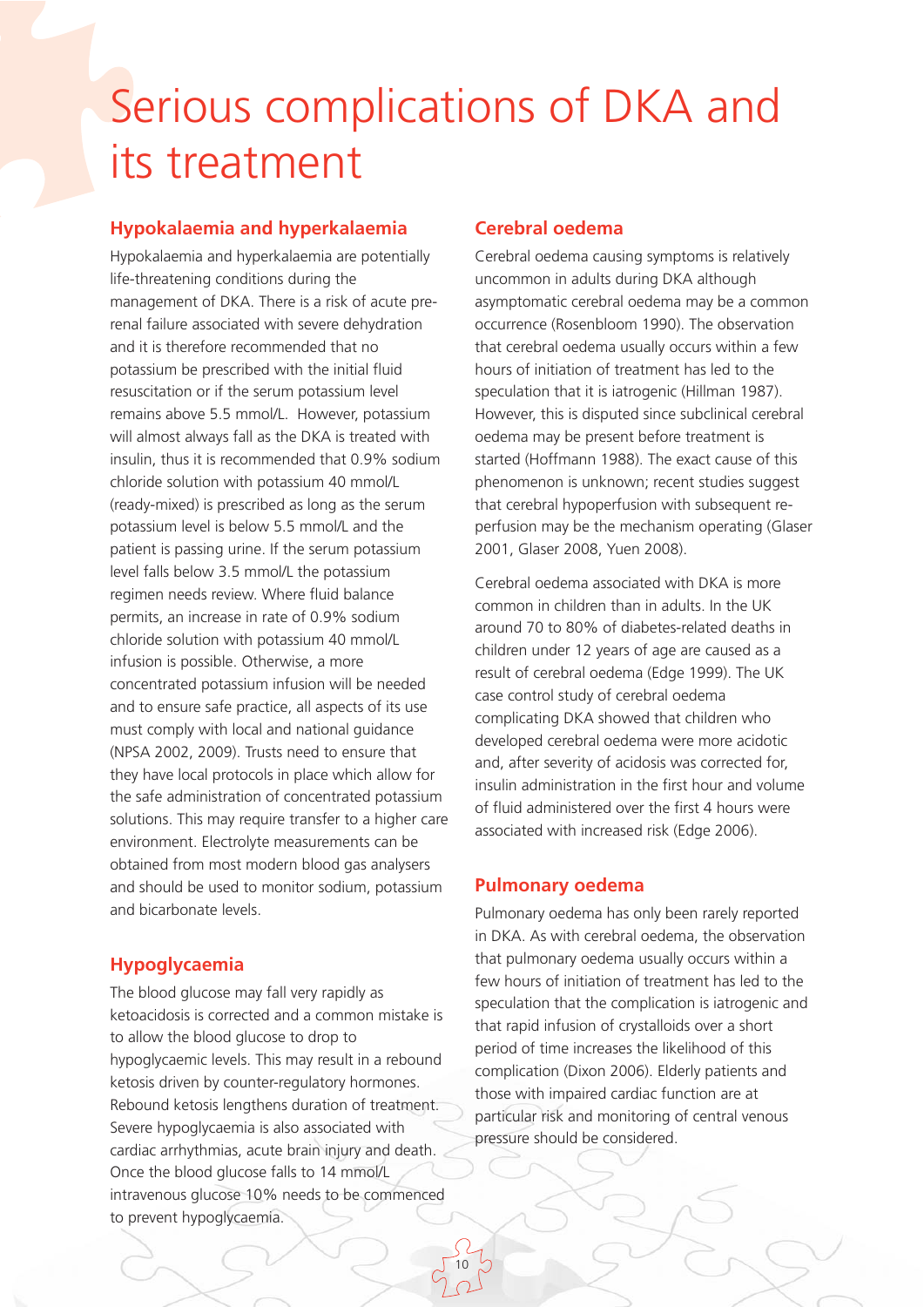# Serious complications of DKA and its treatment

## Hypokalaemia and hyperkalaemia

Hypokalaemia and hyperkalaemia are potentially life-threatening conditions during the management of DKA. There is a risk of acute pre-renal failure associated with severe dehydration and it is therefore recommended that no potassium be prescribed with the initial fluid resuscitation or if the serum potassium level remains above 5.5 mmol/L. However, potassium will almost always fall as the DKA is treated with insulin, thus it is recommended that 0.9% sodium chloride solution with potassium 40 mmol/L (ready-mixed) is prescribed as long as the serum potassium level is below 5.5 mmol/L and the patient is passing urine. If the serum potassium level falls below 3.5 mmol/L the potassium regimen needs review. Where fluid balance permits, an increase in rate of 0.9% sodium chloride solution with potassium 40 mmol/L infusion is possible. Otherwise, a more concentrated potassium infusion will be needed and to ensure safe practice, all aspects of its use must comply with local and national guidance (NPSA 2002, 2009). Trusts need to ensure that they have local protocols in place which allow for the safe administration of concentrated potassium solutions. This may require transfer to a higher care environment. Electrolyte measurements can be obtained from most modern blood gas analysers and should be used to monitor sodium, potassium and bicarbonate levels.

## Hypoglycaemia

The blood glucose may fall very rapidly as ketoacidosis is corrected and a common mistake is to allow the blood glucose to drop to hypoglycaemic levels. This may result in a rebound ketosis driven by counter-regulatory hormones. Rebound ketosis lengthens duration of treatment. Severe hypoglycaemia is also associated with cardiac arrhythmias, acute brain injury and death. Once the blood glucose falls to 14 mmol/L intravenous glucose 10% needs to be commenced to prevent hypoglycaemia.

## Cerebral oedema

Cerebral oedema causing symptoms is relatively uncommon in adults during DKA although asymptomatic cerebral oedema may be a common occurrence (Rosenbloom 1990). The observation that cerebral oedema usually occurs within a few hours of initiation of treatment has led to the speculation that it is iatrogenic (Hillman 1987). However, this is disputed since subclinical cerebral oedema may be present before treatment is started (Hoffmann 1988). The exact cause of this phenomenon is unknown; recent studies suggest that cerebral hypoperfusion with subsequent re-perfusion may be the mechanism operating (Glaser 2001, Glaser 2008, Yuen 2008).

Cerebral oedema associated with DKA is more common in children than in adults. In the UK around 70 to 80% of diabetes-related deaths in children under 12 years of age are caused as a result of cerebral oedema (Edge 1999). The UK case control study of cerebral oedema complicating DKA showed that children who developed cerebral oedema were more acidotic and, after severity of acidosis was corrected for, insulin administration in the first hour and volume of fluid administered over the first 4 hours were associated with increased risk (Edge 2006).

## Pulmonary oedema

Pulmonary oedema has only been rarely reported in DKA. As with cerebral oedema, the observation that pulmonary oedema usually occurs within a few hours of initiation of treatment has led to the speculation that the complication is iatrogenic and that rapid infusion of crystalloids over a short period of time increases the likelihood of this complication (Dixon 2006). Elderly patients and those with impaired cardiac function are at particular risk and monitoring of central venous pressure should be considered.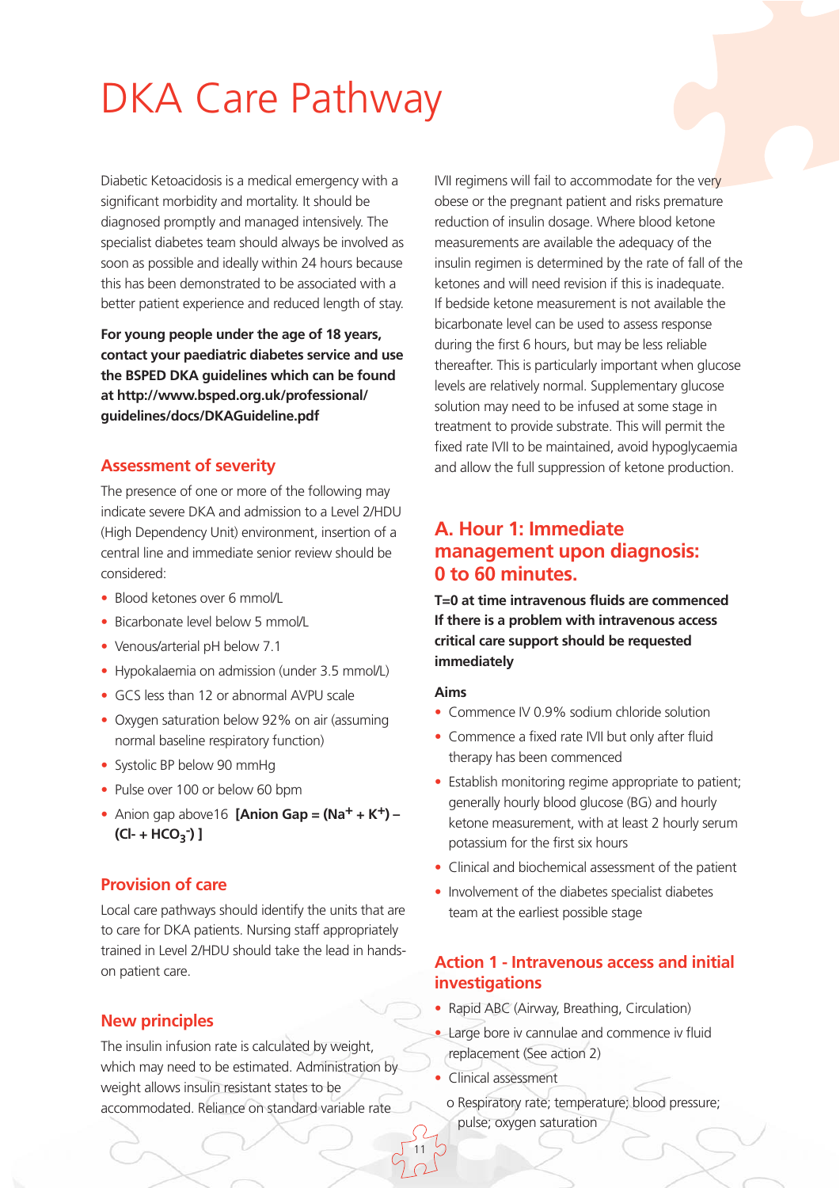# DKA Care Pathway

Diabetic Ketoacidosis is a medical emergency with a significant morbidity and mortality. It should be diagnosed promptly and managed intensively. The specialist diabetes team should always be involved as soon as possible and ideally within 24 hours because this has been demonstrated to be associated with a better patient experience and reduced length of stay.

**For young people under the age of 18 years, contact your paediatric diabetes service and use the BSPED DKA guidelines which can be found at http://www.bsped.org.uk/professional/guidelines/docs/DKAGuideline.pdf**

## Assessment of severity

The presence of one or more of the following may indicate severe DKA and admission to a Level 2/HDU (High Dependency Unit) environment, insertion of a central line and immediate senior review should be considered:

- Blood ketones over 6 mmol/L
- Bicarbonate level below 5 mmol/L
- Venous/arterial pH below 7.1
- Hypokalaemia on admission (under 3.5 mmol/L)
- GCS less than 12 or abnormal AVPU scale
- Oxygen saturation below 92% on air (assuming normal baseline respiratory function)
- Systolic BP below 90 mmHg
- Pulse over 100 or below 60 bpm
- Anion gap above16 **[Anion Gap = ($Na^+$ + $K^+$) – ($Cl^-$ + $HCO_3^-$) ]**

## Provision of care

Local care pathways should identify the units that are to care for DKA patients. Nursing staff appropriately trained in Level 2/HDU should take the lead in hands-on patient care.

## New principles

The insulin infusion rate is calculated by weight, which may need to be estimated. Administration by weight allows insulin resistant states to be accommodated. Reliance on standard variable rate IVII regimens will fail to accommodate for the very obese or the pregnant patient and risks premature reduction of insulin dosage. Where blood ketone measurements are available the adequacy of the insulin regimen is determined by the rate of fall of the ketones and will need revision if this is inadequate. If bedside ketone measurement is not available the bicarbonate level can be used to assess response during the first 6 hours, but may be less reliable thereafter. This is particularly important when glucose levels are relatively normal. Supplementary glucose solution may need to be infused at some stage in treatment to provide substrate. This will permit the fixed rate IVII to be maintained, avoid hypoglycaemia and allow the full suppression of ketone production.

## A. Hour 1: Immediate management upon diagnosis: 0 to 60 minutes.

**T=0 at time intravenous fluids are commenced**
**If there is a problem with intravenous access critical care support should be requested immediately**

**Aims**

- Commence IV 0.9% sodium chloride solution
- Commence a fixed rate IVII but only after fluid therapy has been commenced
- Establish monitoring regime appropriate to patient; generally hourly blood glucose (BG) and hourly ketone measurement, with at least 2 hourly serum potassium for the first six hours
- Clinical and biochemical assessment of the patient
- Involvement of the diabetes specialist diabetes team at the earliest possible stage

## Action 1 - Intravenous access and initial investigations

- Rapid ABC (Airway, Breathing, Circulation)
- Large bore iv cannulae and commence iv fluid replacement (See action 2)
- Clinical assessment
  - o Respiratory rate; temperature; blood pressure; pulse; oxygen saturation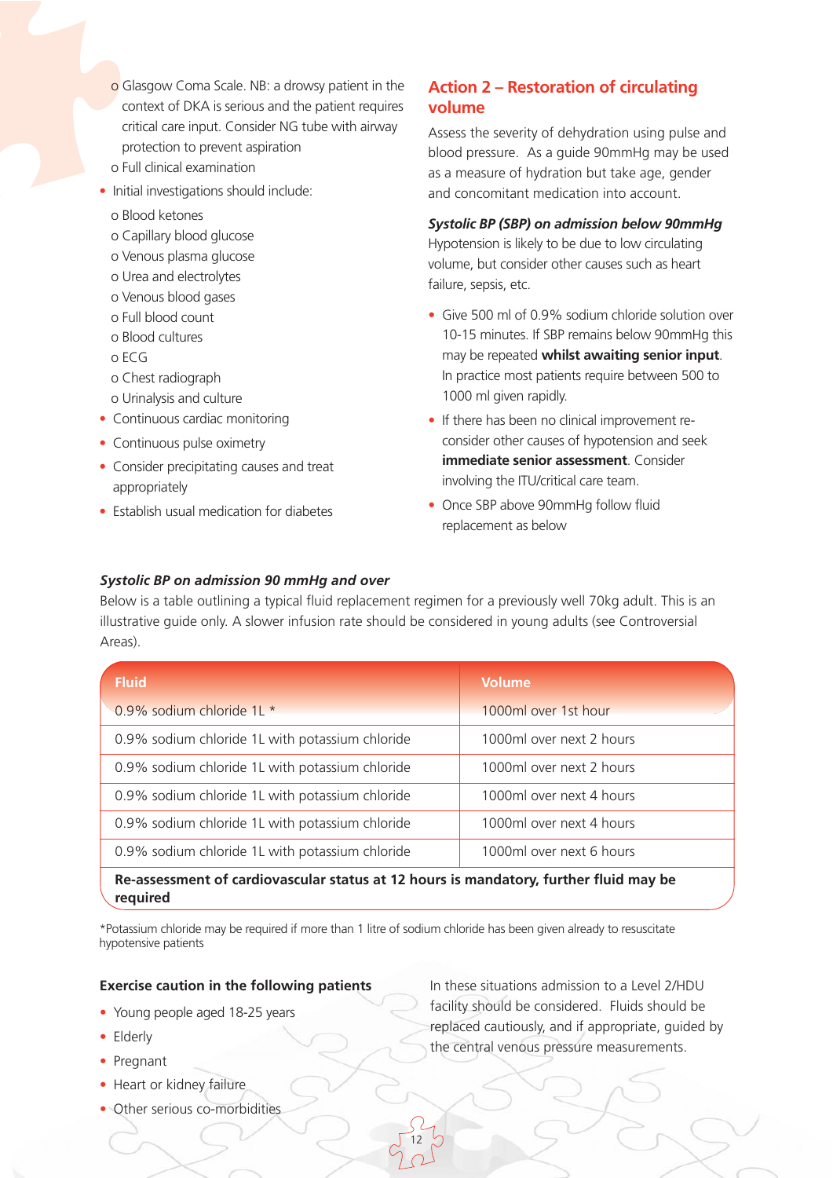- o Glasgow Coma Scale. NB: a drowsy patient in the context of DKA is serious and the patient requires critical care input. Consider NG tube with airway protection to prevent aspiration
  - o Full clinical examination
- Initial investigations should include:
  - o Blood ketones
  - o Capillary blood glucose
  - o Venous plasma glucose
  - o Urea and electrolytes
  - o Venous blood gases
  - o Full blood count
  - o Blood cultures
  - o ECG
  - o Chest radiograph
  - o Urinalysis and culture
- Continuous cardiac monitoring
- Continuous pulse oximetry
- Consider precipitating causes and treat appropriately
- Establish usual medication for diabetes

## Action 2 – Restoration of circulating volume

Assess the severity of dehydration using pulse and blood pressure. As a guide 90mmHg may be used as a measure of hydration but take age, gender and concomitant medication into account.

### *Systolic BP (SBP) on admission below 90mmHg*

Hypotension is likely to be due to low circulating volume, but consider other causes such as heart failure, sepsis, etc.

- Give 500 ml of 0.9% sodium chloride solution over 10-15 minutes. If SBP remains below 90mmHg this may be repeated **whilst awaiting senior input**. In practice most patients require between 500 to 1000 ml given rapidly.
- If there has been no clinical improvement re-consider other causes of hypotension and seek **immediate senior assessment**. Consider involving the ITU/critical care team.
- Once SBP above 90mmHg follow fluid replacement as below

### *Systolic BP on admission 90 mmHg and over*

Below is a table outlining a typical fluid replacement regimen for a previously well 70kg adult. This is an illustrative guide only. A slower infusion rate should be considered in young adults (see Controversial Areas).

| Fluid | Volume |
|---|---|
| 0.9% sodium chloride 1L * | 1000ml over 1st hour |
| 0.9% sodium chloride 1L with potassium chloride | 1000ml over next 2 hours |
| 0.9% sodium chloride 1L with potassium chloride | 1000ml over next 2 hours |
| 0.9% sodium chloride 1L with potassium chloride | 1000ml over next 4 hours |
| 0.9% sodium chloride 1L with potassium chloride | 1000ml over next 4 hours |
| 0.9% sodium chloride 1L with potassium chloride | 1000ml over next 6 hours |
| **Re-assessment of cardiovascular status at 12 hours is mandatory, further fluid may be required** | |

*Potassium chloride may be required if more than 1 litre of sodium chloride has been given already to resuscitate hypotensive patients

**Exercise caution in the following patients**

- Young people aged 18-25 years
- Elderly
- Pregnant
- Heart or kidney failure
- Other serious co-morbidities

In these situations admission to a Level 2/HDU facility should be considered. Fluids should be replaced cautiously, and if appropriate, guided by the central venous pressure measurements.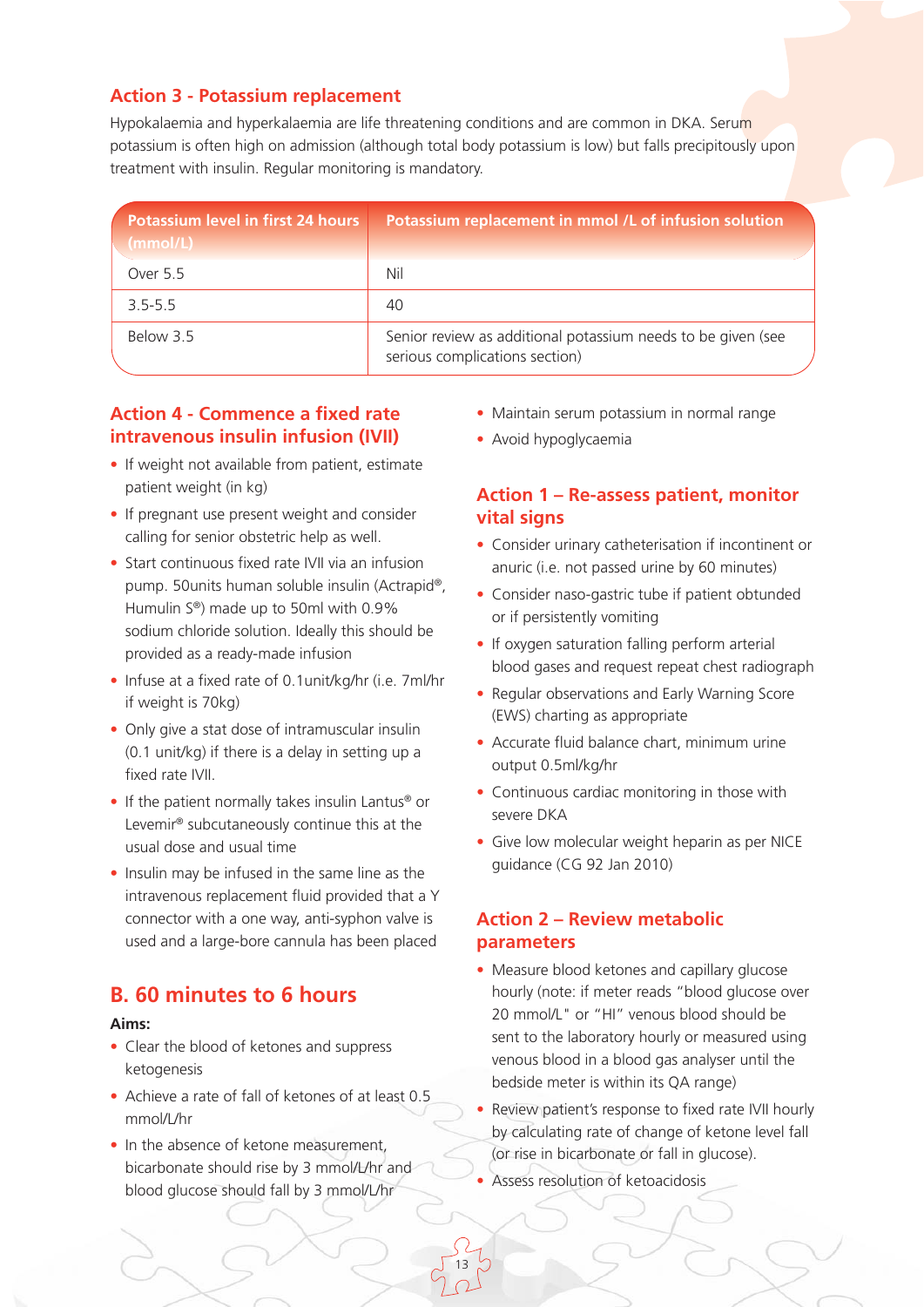## Action 3 - Potassium replacement

Hypokalaemia and hyperkalaemia are life threatening conditions and are common in DKA. Serum potassium is often high on admission (although total body potassium is low) but falls precipitously upon treatment with insulin. Regular monitoring is mandatory.

| Potassium level in first 24 hours (mmol/L) | Potassium replacement in mmol /L of infusion solution |
|---|---|
| Over 5.5 | Nil |
| 3.5-5.5 | 40 |
| Below 3.5 | Senior review as additional potassium needs to be given (see serious complications section) |

## Action 4 - Commence a fixed rate intravenous insulin infusion (IVII)

- If weight not available from patient, estimate patient weight (in kg)
- If pregnant use present weight and consider calling for senior obstetric help as well.
- Start continuous fixed rate IVII via an infusion pump. 50units human soluble insulin (Actrapid®, Humulin S®) made up to 50ml with 0.9% sodium chloride solution. Ideally this should be provided as a ready-made infusion
- Infuse at a fixed rate of 0.1unit/kg/hr (i.e. 7ml/hr if weight is 70kg)
- Only give a stat dose of intramuscular insulin (0.1 unit/kg) if there is a delay in setting up a fixed rate IVII.
- If the patient normally takes insulin Lantus® or Levemir® subcutaneously continue this at the usual dose and usual time
- Insulin may be infused in the same line as the intravenous replacement fluid provided that a Y connector with a one way, anti-syphon valve is used and a large-bore cannula has been placed

## B. 60 minutes to 6 hours

**Aims:**

- Clear the blood of ketones and suppress ketogenesis
- Achieve a rate of fall of ketones of at least 0.5 mmol/L/hr
- In the absence of ketone measurement, bicarbonate should rise by 3 mmol/L/hr and blood glucose should fall by 3 mmol/L/hr
- Maintain serum potassium in normal range
- Avoid hypoglycaemia

## Action 1 – Re-assess patient, monitor vital signs

- Consider urinary catheterisation if incontinent or anuric (i.e. not passed urine by 60 minutes)
- Consider naso-gastric tube if patient obtunded or if persistently vomiting
- If oxygen saturation falling perform arterial blood gases and request repeat chest radiograph
- Regular observations and Early Warning Score (EWS) charting as appropriate
- Accurate fluid balance chart, minimum urine output 0.5ml/kg/hr
- Continuous cardiac monitoring in those with severe DKA
- Give low molecular weight heparin as per NICE guidance (CG 92 Jan 2010)

## Action 2 – Review metabolic parameters

- Measure blood ketones and capillary glucose hourly (note: if meter reads "blood glucose over 20 mmol/L" or "HI" venous blood should be sent to the laboratory hourly or measured using venous blood in a blood gas analyser until the bedside meter is within its QA range)
- Review patient's response to fixed rate IVII hourly by calculating rate of change of ketone level fall (or rise in bicarbonate or fall in glucose).
- Assess resolution of ketoacidosis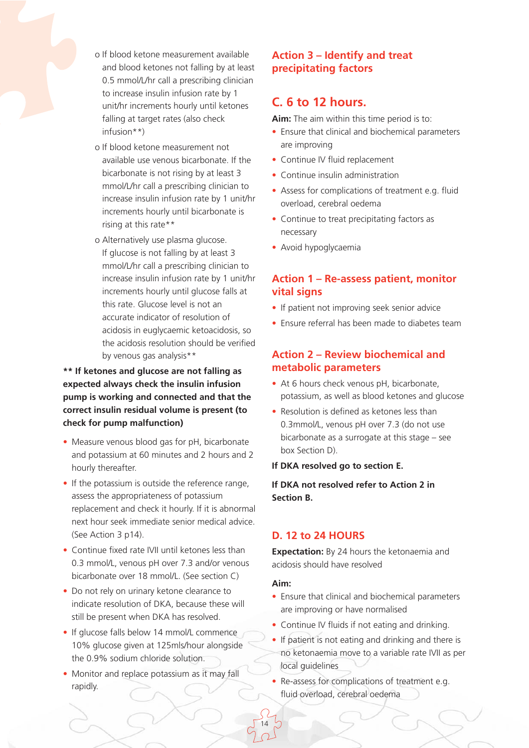- o If blood ketone measurement available and blood ketones not falling by at least 0.5 mmol/L/hr call a prescribing clinician to increase insulin infusion rate by 1 unit/hr increments hourly until ketones falling at target rates (also check infusion**)
- o If blood ketone measurement not available use venous bicarbonate. If the bicarbonate is not rising by at least 3 mmol/L/hr call a prescribing clinician to increase insulin infusion rate by 1 unit/hr increments hourly until bicarbonate is rising at this rate**
- o Alternatively use plasma glucose. If glucose is not falling by at least 3 mmol/L/hr call a prescribing clinician to increase insulin infusion rate by 1 unit/hr increments hourly until glucose falls at this rate. Glucose level is not an accurate indicator of resolution of acidosis in euglycaemic ketoacidosis, so the acidosis resolution should be verified by venous gas analysis**

**** If ketones and glucose are not falling as expected always check the insulin infusion pump is working and connected and that the correct insulin residual volume is present (to check for pump malfunction)**

- Measure venous blood gas for pH, bicarbonate and potassium at 60 minutes and 2 hours and 2 hourly thereafter.
- If the potassium is outside the reference range, assess the appropriateness of potassium replacement and check it hourly. If it is abnormal next hour seek immediate senior medical advice. (See Action 3 p14).
- Continue fixed rate IVII until ketones less than 0.3 mmol/L, venous pH over 7.3 and/or venous bicarbonate over 18 mmol/L. (See section C)
- Do not rely on urinary ketone clearance to indicate resolution of DKA, because these will still be present when DKA has resolved.
- If glucose falls below 14 mmol/L commence 10% glucose given at 125mls/hour alongside the 0.9% sodium chloride solution.
- Monitor and replace potassium as it may fall rapidly.

### Action 3 – Identify and treat precipitating factors

## C. 6 to 12 hours.

**Aim:** The aim within this time period is to:

- Ensure that clinical and biochemical parameters are improving
- Continue IV fluid replacement
- Continue insulin administration
- Assess for complications of treatment e.g. fluid overload, cerebral oedema
- Continue to treat precipitating factors as necessary
- Avoid hypoglycaemia

### Action 1 – Re-assess patient, monitor vital signs

- If patient not improving seek senior advice
- Ensure referral has been made to diabetes team

### Action 2 – Review biochemical and metabolic parameters

- At 6 hours check venous pH, bicarbonate, potassium, as well as blood ketones and glucose
- Resolution is defined as ketones less than 0.3mmol/L, venous pH over 7.3 (do not use bicarbonate as a surrogate at this stage – see box Section D).

**If DKA resolved go to section E.**

**If DKA not resolved refer to Action 2 in Section B.**

## D. 12 to 24 HOURS

**Expectation:** By 24 hours the ketonaemia and acidosis should have resolved

**Aim:**

- Ensure that clinical and biochemical parameters are improving or have normalised
- Continue IV fluids if not eating and drinking.
- If patient is not eating and drinking and there is no ketonaemia move to a variable rate IVII as per local guidelines
- Re-assess for complications of treatment e.g. fluid overload, cerebral oedema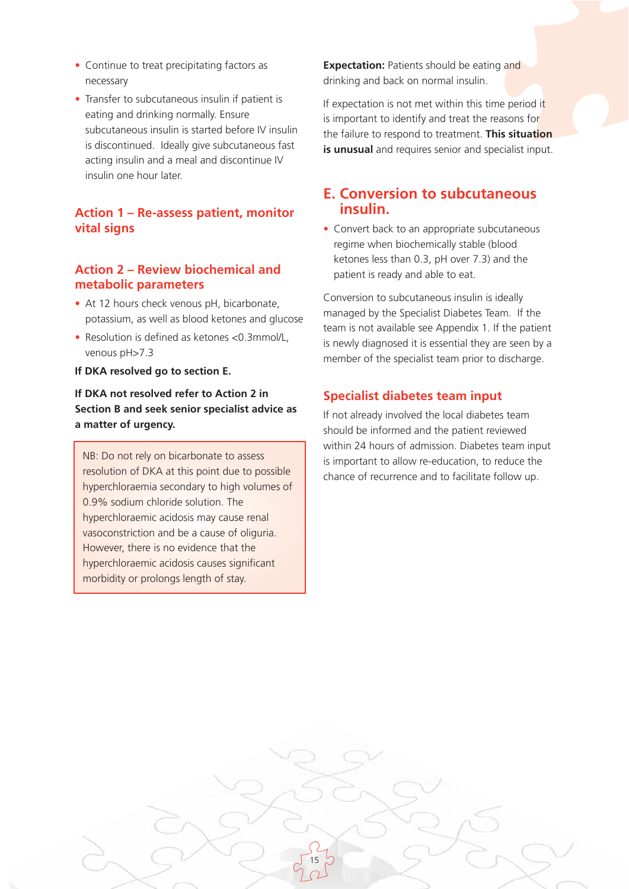- Continue to treat precipitating factors as necessary
- Transfer to subcutaneous insulin if patient is eating and drinking normally. Ensure subcutaneous insulin is started before IV insulin is discontinued. Ideally give subcutaneous fast acting insulin and a meal and discontinue IV insulin one hour later.

## Action 1 – Re-assess patient, monitor vital signs

## Action 2 – Review biochemical and metabolic parameters

- At 12 hours check venous pH, bicarbonate, potassium, as well as blood ketones and glucose
- Resolution is defined as ketones <0.3mmol/L, venous pH>7.3

**If DKA resolved go to section E.**

**If DKA not resolved refer to Action 2 in Section B and seek senior specialist advice as a matter of urgency.**

> NB: Do not rely on bicarbonate to assess resolution of DKA at this point due to possible hyperchloraemia secondary to high volumes of 0.9% sodium chloride solution. The hyperchloraemic acidosis may cause renal vasoconstriction and be a cause of oliguria. However, there is no evidence that the hyperchloraemic acidosis causes significant morbidity or prolongs length of stay.

**Expectation:** Patients should be eating and drinking and back on normal insulin.

If expectation is not met within this time period it is important to identify and treat the reasons for the failure to respond to treatment. **This situation is unusual** and requires senior and specialist input.

## E. Conversion to subcutaneous insulin.

- Convert back to an appropriate subcutaneous regime when biochemically stable (blood ketones less than 0.3, pH over 7.3) and the patient is ready and able to eat.

Conversion to subcutaneous insulin is ideally managed by the Specialist Diabetes Team. If the team is not available see Appendix 1. If the patient is newly diagnosed it is essential they are seen by a member of the specialist team prior to discharge.

## Specialist diabetes team input

If not already involved the local diabetes team should be informed and the patient reviewed within 24 hours of admission. Diabetes team input is important to allow re-education, to reduce the chance of recurrence and to facilitate follow up.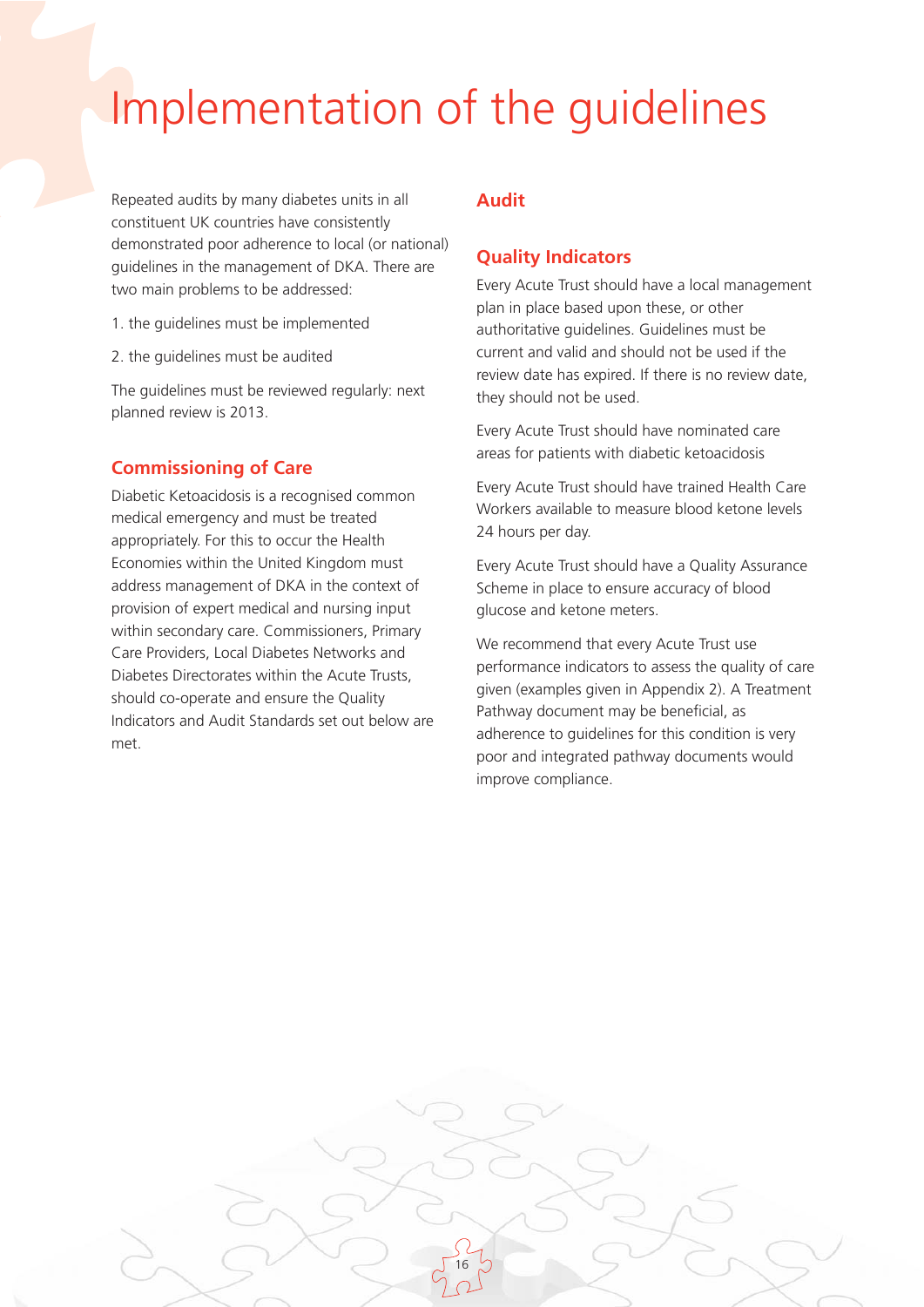# Implementation of the guidelines

Repeated audits by many diabetes units in all constituent UK countries have consistently demonstrated poor adherence to local (or national) guidelines in the management of DKA. There are two main problems to be addressed:

1. the guidelines must be implemented
2. the guidelines must be audited

The guidelines must be reviewed regularly: next planned review is 2013.

## Commissioning of Care

Diabetic Ketoacidosis is a recognised common medical emergency and must be treated appropriately. For this to occur the Health Economies within the United Kingdom must address management of DKA in the context of provision of expert medical and nursing input within secondary care. Commissioners, Primary Care Providers, Local Diabetes Networks and Diabetes Directorates within the Acute Trusts, should co-operate and ensure the Quality Indicators and Audit Standards set out below are met.

## Audit

## Quality Indicators

Every Acute Trust should have a local management plan in place based upon these, or other authoritative guidelines. Guidelines must be current and valid and should not be used if the review date has expired. If there is no review date, they should not be used.

Every Acute Trust should have nominated care areas for patients with diabetic ketoacidosis

Every Acute Trust should have trained Health Care Workers available to measure blood ketone levels 24 hours per day.

Every Acute Trust should have a Quality Assurance Scheme in place to ensure accuracy of blood glucose and ketone meters.

We recommend that every Acute Trust use performance indicators to assess the quality of care given (examples given in Appendix 2). A Treatment Pathway document may be beneficial, as adherence to guidelines for this condition is very poor and integrated pathway documents would improve compliance.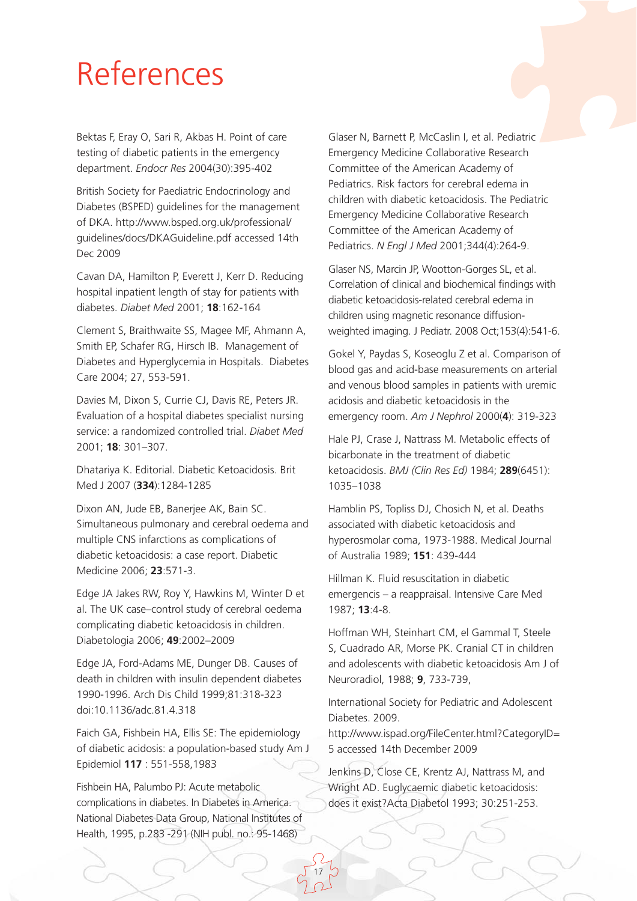# References

Bektas F, Eray O, Sari R, Akbas H. Point of care testing of diabetic patients in the emergency department. *Endocr Res* 2004(30):395-402

British Society for Paediatric Endocrinology and Diabetes (BSPED) guidelines for the management of DKA. http://www.bsped.org.uk/professional/guidelines/docs/DKAGuideline.pdf accessed 14th Dec 2009

Cavan DA, Hamilton P, Everett J, Kerr D. Reducing hospital inpatient length of stay for patients with diabetes. *Diabet Med* 2001; **18**:162-164

Clement S, Braithwaite SS, Magee MF, Ahmann A, Smith EP, Schafer RG, Hirsch IB. Management of Diabetes and Hyperglycemia in Hospitals. Diabetes Care 2004; 27, 553-591.

Davies M, Dixon S, Currie CJ, Davis RE, Peters JR. Evaluation of a hospital diabetes specialist nursing service: a randomized controlled trial. *Diabet Med* 2001; **18**: 301–307.

Dhatariya K. Editorial. Diabetic Ketoacidosis. Brit Med J 2007 (**334**):1284-1285

Dixon AN, Jude EB, Banerjee AK, Bain SC. Simultaneous pulmonary and cerebral oedema and multiple CNS infarctions as complications of diabetic ketoacidosis: a case report. Diabetic Medicine 2006; **23**:571-3.

Edge JA Jakes RW, Roy Y, Hawkins M, Winter D et al. The UK case–control study of cerebral oedema complicating diabetic ketoacidosis in children. Diabetologia 2006; **49**:2002–2009

Edge JA, Ford-Adams ME, Dunger DB. Causes of death in children with insulin dependent diabetes 1990-1996. Arch Dis Child 1999;81:318-323 doi:10.1136/adc.81.4.318

Faich GA, Fishbein HA, Ellis SE: The epidemiology of diabetic acidosis: a population-based study Am J Epidemiol **117** : 551-558,1983

Fishbein HA, Palumbo PJ: Acute metabolic complications in diabetes. In Diabetes in America. National Diabetes Data Group, National Institutes of Health, 1995, p.283 -291 (NIH publ. no.: 95-1468)

Glaser N, Barnett P, McCaslin I, et al. Pediatric Emergency Medicine Collaborative Research Committee of the American Academy of Pediatrics. Risk factors for cerebral edema in children with diabetic ketoacidosis. The Pediatric Emergency Medicine Collaborative Research Committee of the American Academy of Pediatrics. *N Engl J Med* 2001;344(4):264-9.

Glaser NS, Marcin JP, Wootton-Gorges SL, et al. Correlation of clinical and biochemical findings with diabetic ketoacidosis-related cerebral edema in children using magnetic resonance diffusion-weighted imaging. J Pediatr. 2008 Oct;153(4):541-6.

Gokel Y, Paydas S, Koseoglu Z et al. Comparison of blood gas and acid-base measurements on arterial and venous blood samples in patients with uremic acidosis and diabetic ketoacidosis in the emergency room. *Am J Nephrol* 2000(**4**): 319-323

Hale PJ, Crase J, Nattrass M. Metabolic effects of bicarbonate in the treatment of diabetic ketoacidosis. *BMJ (Clin Res Ed)* 1984; **289**(6451): 1035–1038

Hamblin PS, Topliss DJ, Chosich N, et al. Deaths associated with diabetic ketoacidosis and hyperosmolar coma, 1973-1988. Medical Journal of Australia 1989; **151**: 439-444

Hillman K. Fluid resuscitation in diabetic emergencis – a reappraisal. Intensive Care Med 1987; **13**:4-8.

Hoffman WH, Steinhart CM, el Gammal T, Steele S, Cuadrado AR, Morse PK. Cranial CT in children and adolescents with diabetic ketoacidosis Am J of Neuroradiol, 1988; **9**, 733-739,

International Society for Pediatric and Adolescent Diabetes. 2009. http://www.ispad.org/FileCenter.html?CategoryID=5 accessed 14th December 2009

Jenkins D, Close CE, Krentz AJ, Nattrass M, and Wright AD. Euglycaemic diabetic ketoacidosis: does it exist?Acta Diabetol 1993; 30:251-253.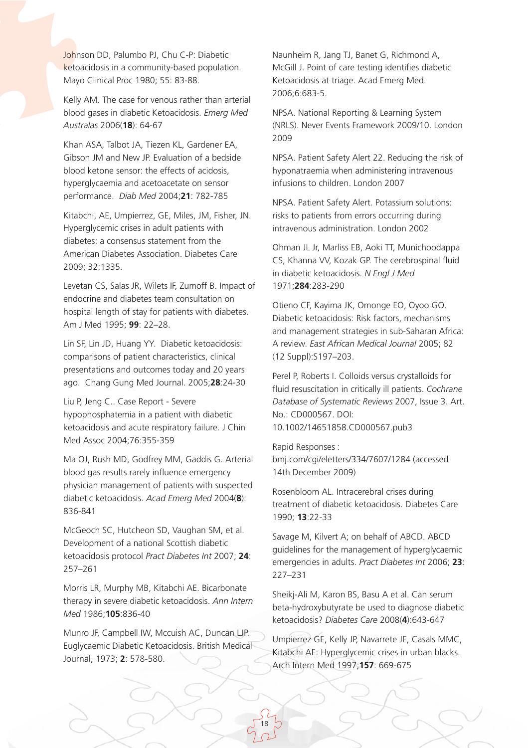Johnson DD, Palumbo PJ, Chu C-P: Diabetic ketoacidosis in a community-based population. Mayo Clinical Proc 1980; 55: 83-88.

Kelly AM. The case for venous rather than arterial blood gases in diabetic Ketoacidosis. *Emerg Med Australas* 2006(**18**): 64-67

Khan ASA, Talbot JA, Tiezen KL, Gardener EA, Gibson JM and New JP. Evaluation of a bedside blood ketone sensor: the effects of acidosis, hyperglycaemia and acetoacetate on sensor performance. *Diab Med* 2004;**21**: 782-785

Kitabchi, AE, Umpierrez, GE, Miles, JM, Fisher, JN. Hyperglycemic crises in adult patients with diabetes: a consensus statement from the American Diabetes Association. Diabetes Care 2009; 32:1335.

Levetan CS, Salas JR, Wilets IF, Zumoff B. Impact of endocrine and diabetes team consultation on hospital length of stay for patients with diabetes. Am J Med 1995; **99**: 22–28.

Lin SF, Lin JD, Huang YY. Diabetic ketoacidosis: comparisons of patient characteristics, clinical presentations and outcomes today and 20 years ago. Chang Gung Med Journal. 2005;**28**:24-30

Liu P, Jeng C.. Case Report - Severe hypophosphatemia in a patient with diabetic ketoacidosis and acute respiratory failure. J Chin Med Assoc 2004;76:355-359

Ma OJ, Rush MD, Godfrey MM, Gaddis G. Arterial blood gas results rarely influence emergency physician management of patients with suspected diabetic ketoacidosis. *Acad Emerg Med* 2004(**8**): 836-841

McGeoch SC, Hutcheon SD, Vaughan SM, et al. Development of a national Scottish diabetic ketoacidosis protocol *Pract Diabetes Int* 2007; **24**: 257–261

Morris LR, Murphy MB, Kitabchi AE. Bicarbonate therapy in severe diabetic ketoacidosis. *Ann Intern Med* 1986;**105**:836-40

Munro JF, Campbell IW, Mccuish AC, Duncan LJP. Euglycaemic Diabetic Ketoacidosis. British Medical Journal, 1973; **2**: 578-580.

Naunheim R, Jang TJ, Banet G, Richmond A, McGill J. Point of care testing identifies diabetic Ketoacidosis at triage. Acad Emerg Med. 2006;6:683-5.

NPSA. National Reporting & Learning System (NRLS). Never Events Framework 2009/10. London 2009

NPSA. Patient Safety Alert 22. Reducing the risk of hyponatraemia when administering intravenous infusions to children. London 2007

NPSA. Patient Safety Alert. Potassium solutions: risks to patients from errors occurring during intravenous administration. London 2002

Ohman JL Jr, Marliss EB, Aoki TT, Munichoodappa CS, Khanna VV, Kozak GP. The cerebrospinal fluid in diabetic ketoacidosis. *N Engl J Med* 1971;**284**:283-290

Otieno CF, Kayima JK, Omonge EO, Oyoo GO. Diabetic ketoacidosis: Risk factors, mechanisms and management strategies in sub-Saharan Africa: A review. *East African Medical Journal* 2005; 82 (12 Suppl):S197–203.

Perel P, Roberts I. Colloids versus crystalloids for fluid resuscitation in critically ill patients. *Cochrane Database of Systematic Reviews* 2007, Issue 3. Art. No.: CD000567. DOI: 10.1002/14651858.CD000567.pub3

Rapid Responses : bmj.com/cgi/eletters/334/7607/1284 (accessed 14th December 2009)

Rosenbloom AL. Intracerebral crises during treatment of diabetic ketoacidosis. Diabetes Care 1990; **13**:22-33

Savage M, Kilvert A; on behalf of ABCD. ABCD guidelines for the management of hyperglycaemic emergencies in adults. *Pract Diabetes Int* 2006; **23**: 227–231

Sheikj-Ali M, Karon BS, Basu A et al. Can serum beta-hydroxybutyrate be used to diagnose diabetic ketoacidosis? *Diabetes Care* 2008(**4**):643-647

Umpierrez GE, Kelly JP, Navarrete JE, Casals MMC, Kitabchi AE: Hyperglycemic crises in urban blacks. Arch Intern Med 1997;**157**: 669-675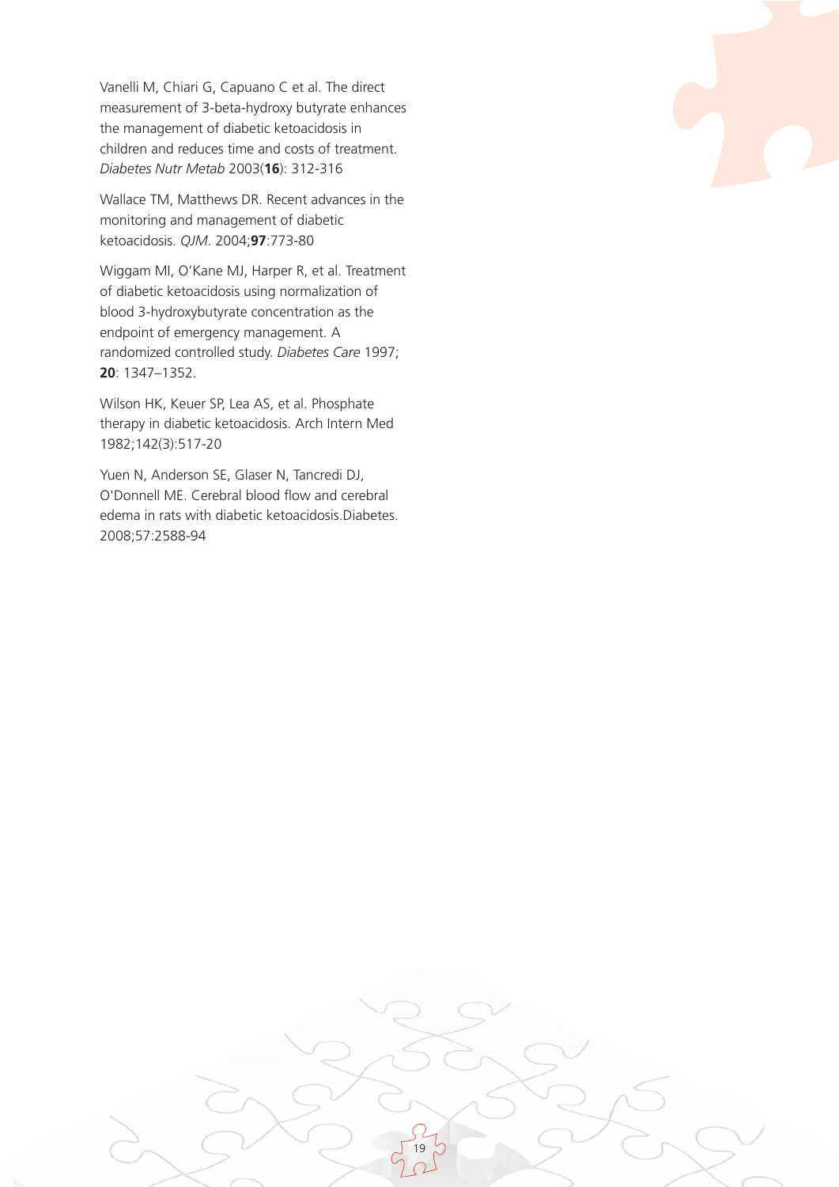Vanelli M, Chiari G, Capuano C et al. The direct measurement of 3-beta-hydroxy butyrate enhances the management of diabetic ketoacidosis in children and reduces time and costs of treatment. *Diabetes Nutr Metab* 2003(**16**): 312-316

Wallace TM, Matthews DR. Recent advances in the monitoring and management of diabetic ketoacidosis. *QJM*. 2004;**97**:773-80

Wiggam MI, O'Kane MJ, Harper R, et al. Treatment of diabetic ketoacidosis using normalization of blood 3-hydroxybutyrate concentration as the endpoint of emergency management. A randomized controlled study. *Diabetes Care* 1997; **20**: 1347–1352.

Wilson HK, Keuer SP, Lea AS, et al. Phosphate therapy in diabetic ketoacidosis. Arch Intern Med 1982;142(3):517-20

Yuen N, Anderson SE, Glaser N, Tancredi DJ, O'Donnell ME. Cerebral blood flow and cerebral edema in rats with diabetic ketoacidosis.Diabetes. 2008;57:2588-94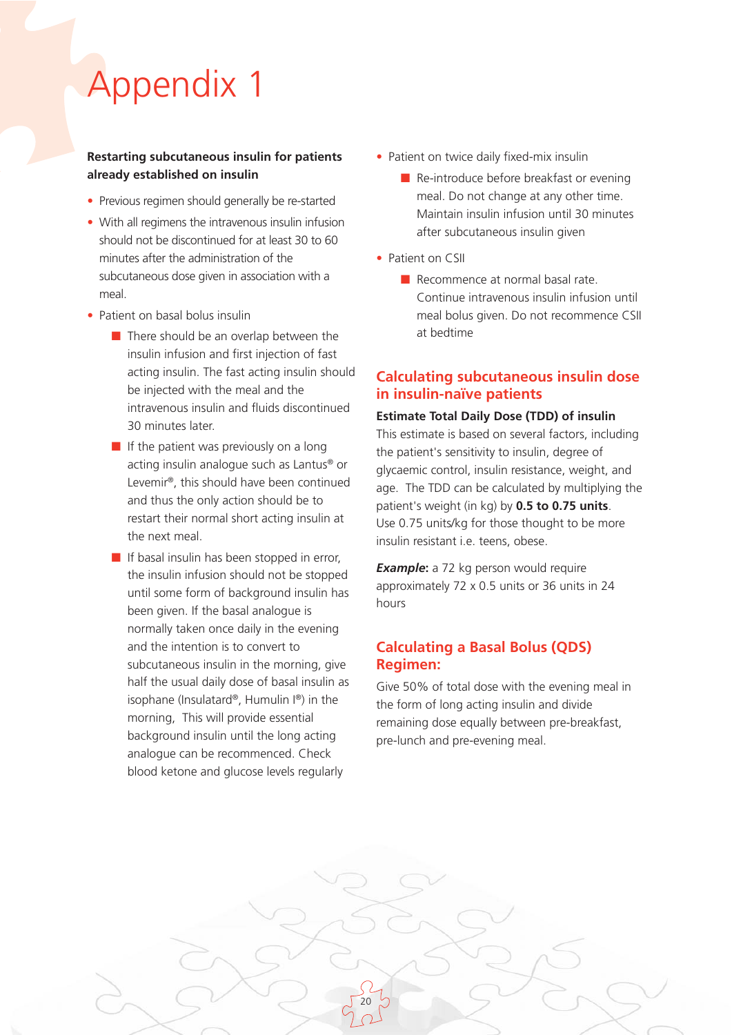# Appendix 1

**Restarting subcutaneous insulin for patients already established on insulin**

- Previous regimen should generally be re-started
- With all regimens the intravenous insulin infusion should not be discontinued for at least 30 to 60 minutes after the administration of the subcutaneous dose given in association with a meal.
- Patient on basal bolus insulin
  - There should be an overlap between the insulin infusion and first injection of fast acting insulin. The fast acting insulin should be injected with the meal and the intravenous insulin and fluids discontinued 30 minutes later.
  - If the patient was previously on a long acting insulin analogue such as Lantus® or Levemir®, this should have been continued and thus the only action should be to restart their normal short acting insulin at the next meal.
  - If basal insulin has been stopped in error, the insulin infusion should not be stopped until some form of background insulin has been given. If the basal analogue is normally taken once daily in the evening and the intention is to convert to subcutaneous insulin in the morning, give half the usual daily dose of basal insulin as isophane (Insulatard®, Humulin I®) in the morning, This will provide essential background insulin until the long acting analogue can be recommenced. Check blood ketone and glucose levels regularly
- Patient on twice daily fixed-mix insulin
  - Re-introduce before breakfast or evening meal. Do not change at any other time. Maintain insulin infusion until 30 minutes after subcutaneous insulin given
- Patient on CSII
  - Recommence at normal basal rate. Continue intravenous insulin infusion until meal bolus given. Do not recommence CSII at bedtime

## Calculating subcutaneous insulin dose in insulin-naïve patients

**Estimate Total Daily Dose (TDD) of insulin**

This estimate is based on several factors, including the patient's sensitivity to insulin, degree of glycaemic control, insulin resistance, weight, and age. The TDD can be calculated by multiplying the patient's weight (in kg) by **0.5 to 0.75 units**. Use 0.75 units/kg for those thought to be more insulin resistant i.e. teens, obese.

***Example*:** a 72 kg person would require approximately 72 x 0.5 units or 36 units in 24 hours

## Calculating a Basal Bolus (QDS) Regimen:

Give 50% of total dose with the evening meal in the form of long acting insulin and divide remaining dose equally between pre-breakfast, pre-lunch and pre-evening meal.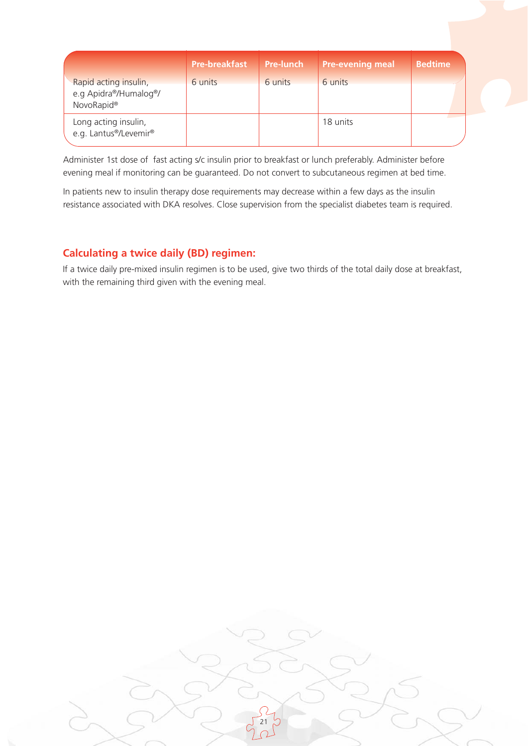| | Pre-breakfast | Pre-lunch | Pre-evening meal | Bedtime |
|---|---|---|---|---|
| Rapid acting insulin, e.g Apidra®/Humalog®/ NovoRapid® | 6 units | 6 units | 6 units | |
| Long acting insulin, e.g. Lantus®/Levemir® | | | 18 units | |

Administer 1st dose of fast acting s/c insulin prior to breakfast or lunch preferably. Administer before evening meal if monitoring can be guaranteed. Do not convert to subcutaneous regimen at bed time.

In patients new to insulin therapy dose requirements may decrease within a few days as the insulin resistance associated with DKA resolves. Close supervision from the specialist diabetes team is required.

## Calculating a twice daily (BD) regimen:

If a twice daily pre-mixed insulin regimen is to be used, give two thirds of the total daily dose at breakfast, with the remaining third given with the evening meal.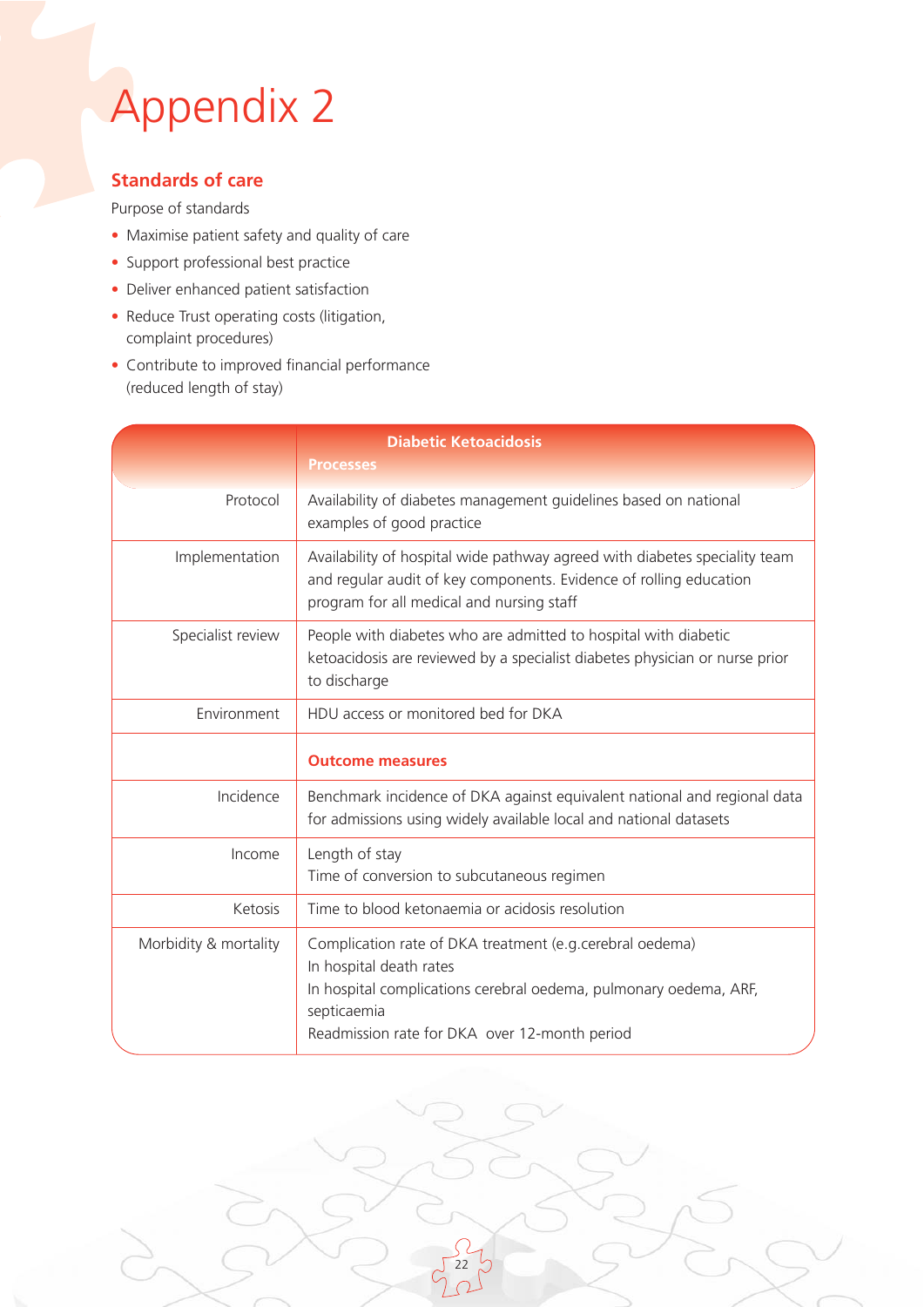# Appendix 2

## Standards of care

Purpose of standards

- Maximise patient safety and quality of care
- Support professional best practice
- Deliver enhanced patient satisfaction
- Reduce Trust operating costs (litigation, complaint procedures)
- Contribute to improved financial performance (reduced length of stay)

| | **Diabetic Ketoacidosis** |
|---|---|
| | **Processes** |
| Protocol | Availability of diabetes management guidelines based on national examples of good practice |
| Implementation | Availability of hospital wide pathway agreed with diabetes speciality team and regular audit of key components. Evidence of rolling education program for all medical and nursing staff |
| Specialist review | People with diabetes who are admitted to hospital with diabetic ketoacidosis are reviewed by a specialist diabetes physician or nurse prior to discharge |
| Environment | HDU access or monitored bed for DKA |
| | **Outcome measures** |
| Incidence | Benchmark incidence of DKA against equivalent national and regional data for admissions using widely available local and national datasets |
| Income | Length of stay<br>Time of conversion to subcutaneous regimen |
| Ketosis | Time to blood ketonaemia or acidosis resolution |
| Morbidity & mortality | Complication rate of DKA treatment (e.g.cerebral oedema)<br>In hospital death rates<br>In hospital complications cerebral oedema, pulmonary oedema, ARF, septicaemia<br>Readmission rate for DKA over 12-month period |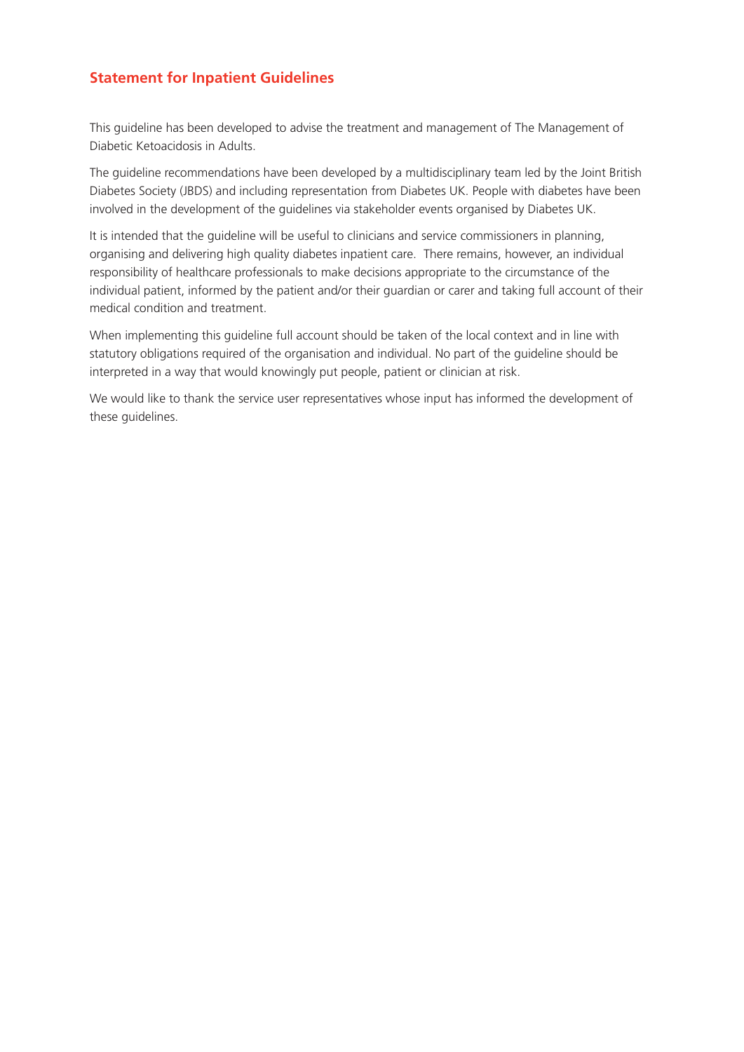## Statement for Inpatient Guidelines

This guideline has been developed to advise the treatment and management of The Management of Diabetic Ketoacidosis in Adults.

The guideline recommendations have been developed by a multidisciplinary team led by the Joint British Diabetes Society (JBDS) and including representation from Diabetes UK. People with diabetes have been involved in the development of the guidelines via stakeholder events organised by Diabetes UK.

It is intended that the guideline will be useful to clinicians and service commissioners in planning, organising and delivering high quality diabetes inpatient care. There remains, however, an individual responsibility of healthcare professionals to make decisions appropriate to the circumstance of the individual patient, informed by the patient and/or their guardian or carer and taking full account of their medical condition and treatment.

When implementing this guideline full account should be taken of the local context and in line with statutory obligations required of the organisation and individual. No part of the guideline should be interpreted in a way that would knowingly put people, patient or clinician at risk.

We would like to thank the service user representatives whose input has informed the development of these guidelines.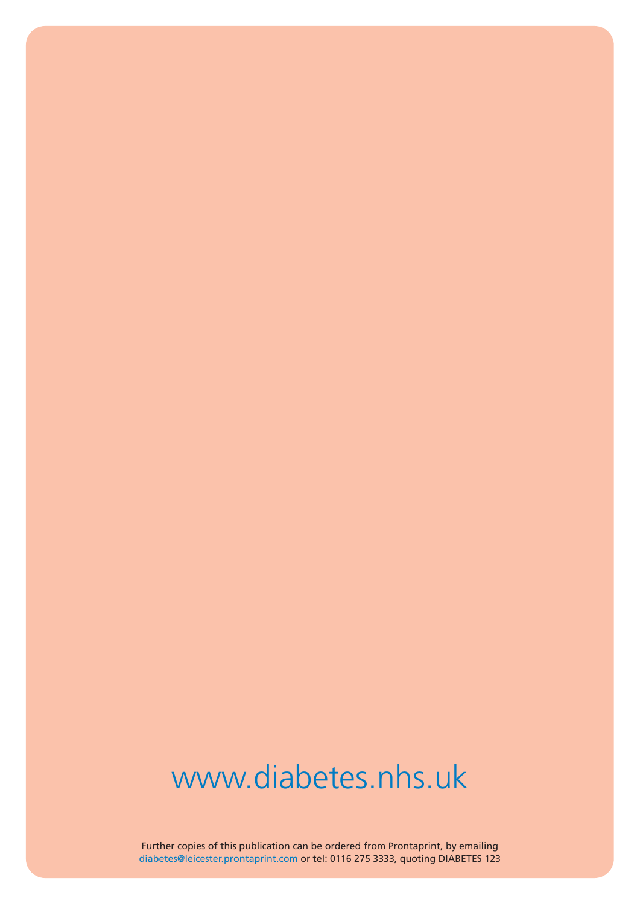www.diabetes.nhs.uk

Further copies of this publication can be ordered from Prontaprint, by emailing diabetes@leicester.prontaprint.com or tel: 0116 275 3333, quoting DIABETES 123